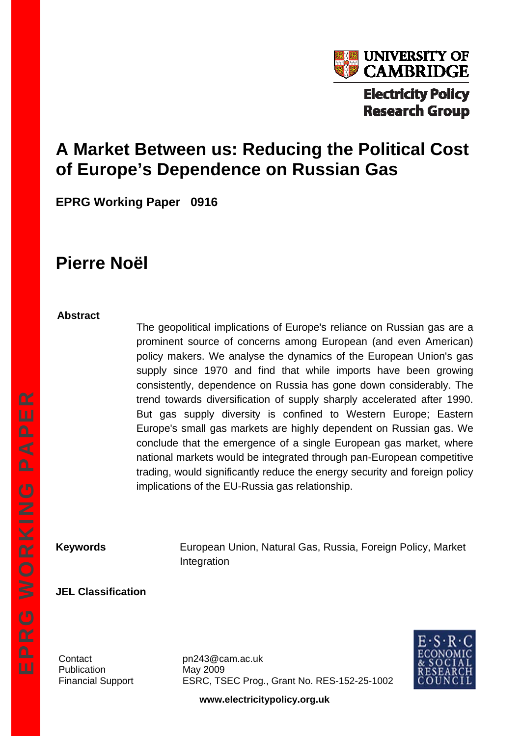UNIVERSITY OF CAMBRIDGE

Electricity Policy Research Group

# A Market Between us: Reducing the Political Cost of Europe's Dependence on Russian Gas

**EPRG Working Paper 0916**

## Pierre Noël

**Abstract**

The geopolitical implications of Europe's reliance on Russian gas are a prominent source of concerns among European (and even American) policy makers. We analyse the dynamics of the European Union's gas supply since 1970 and find that while imports have been growing consistently, dependence on Russia has gone down considerably. The trend towards diversification of supply sharply accelerated after 1990. But gas supply diversity is confined to Western Europe; Eastern Europe's small gas markets are highly dependent on Russian gas. We conclude that the emergence of a single European gas market, where national markets would be integrated through pan-European competitive trading, would significantly reduce the energy security and foreign policy implications of the EU-Russia gas relationship.

**Keywords** European Union, Natural Gas, Russia, Foreign Policy, Market Integration

**JEL Classification**

Contact pn243@cam.ac.uk
Publication May 2009
Financial Support ESRC, TSEC Prog., Grant No. RES-152-25-1002

**www.electricitypolicy.org.uk**

EPRG WORKING PAPER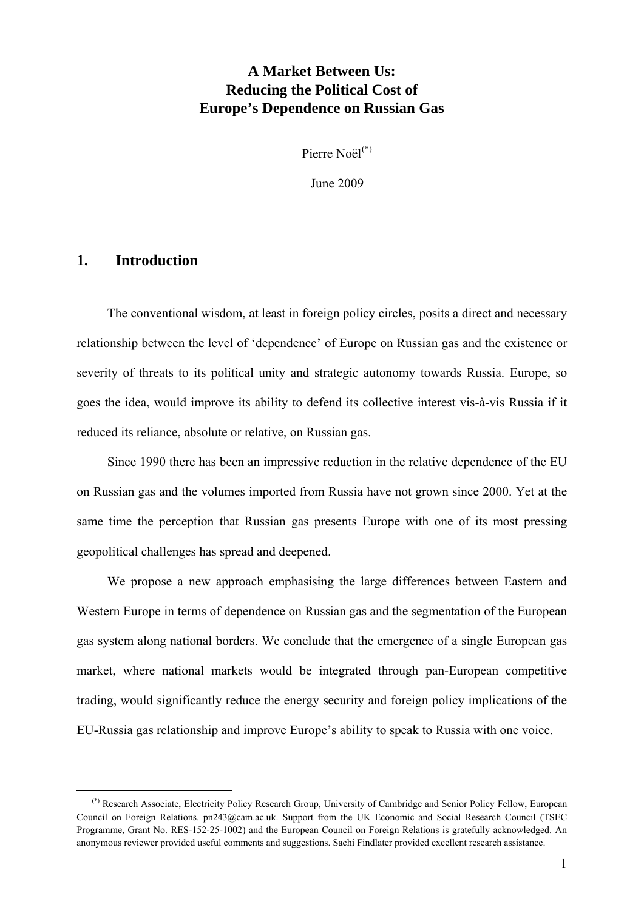# A Market Between Us: Reducing the Political Cost of Europe's Dependence on Russian Gas

Pierre Noël[(*)]

June 2009

## 1. Introduction

The conventional wisdom, at least in foreign policy circles, posits a direct and necessary relationship between the level of 'dependence' of Europe on Russian gas and the existence or severity of threats to its political unity and strategic autonomy towards Russia. Europe, so goes the idea, would improve its ability to defend its collective interest vis-à-vis Russia if it reduced its reliance, absolute or relative, on Russian gas.

Since 1990 there has been an impressive reduction in the relative dependence of the EU on Russian gas and the volumes imported from Russia have not grown since 2000. Yet at the same time the perception that Russian gas presents Europe with one of its most pressing geopolitical challenges has spread and deepened.

We propose a new approach emphasising the large differences between Eastern and Western Europe in terms of dependence on Russian gas and the segmentation of the European gas system along national borders. We conclude that the emergence of a single European gas market, where national markets would be integrated through pan-European competitive trading, would significantly reduce the energy security and foreign policy implications of the EU-Russia gas relationship and improve Europe's ability to speak to Russia with one voice.

---

[(*)] Research Associate, Electricity Policy Research Group, University of Cambridge and Senior Policy Fellow, European Council on Foreign Relations. pn243@cam.ac.uk. Support from the UK Economic and Social Research Council (TSEC Programme, Grant No. RES-152-25-1002) and the European Council on Foreign Relations is gratefully acknowledged. An anonymous reviewer provided useful comments and suggestions. Sachi Findlater provided excellent research assistance.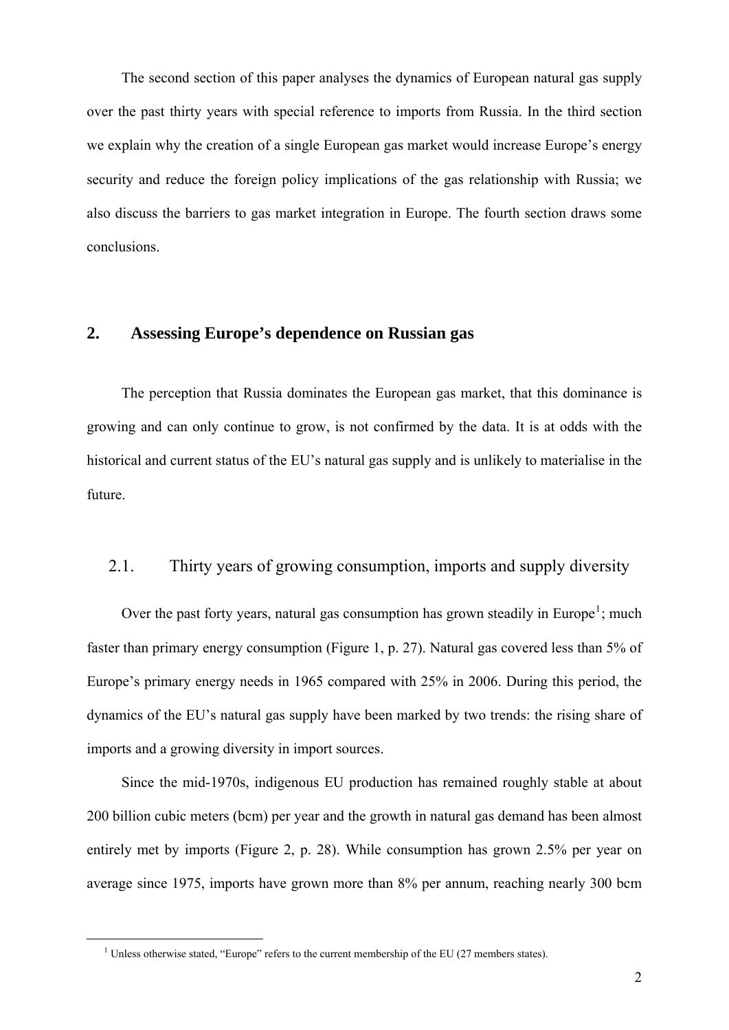The second section of this paper analyses the dynamics of European natural gas supply over the past thirty years with special reference to imports from Russia. In the third section we explain why the creation of a single European gas market would increase Europe's energy security and reduce the foreign policy implications of the gas relationship with Russia; we also discuss the barriers to gas market integration in Europe. The fourth section draws some conclusions.

## 2. Assessing Europe's dependence on Russian gas

The perception that Russia dominates the European gas market, that this dominance is growing and can only continue to grow, is not confirmed by the data. It is at odds with the historical and current status of the EU's natural gas supply and is unlikely to materialise in the future.

### 2.1. Thirty years of growing consumption, imports and supply diversity

Over the past forty years, natural gas consumption has grown steadily in Europe[1]; much faster than primary energy consumption (Figure 1, p. 27). Natural gas covered less than 5% of Europe's primary energy needs in 1965 compared with 25% in 2006. During this period, the dynamics of the EU's natural gas supply have been marked by two trends: the rising share of imports and a growing diversity in import sources.

Since the mid-1970s, indigenous EU production has remained roughly stable at about 200 billion cubic meters (bcm) per year and the growth in natural gas demand has been almost entirely met by imports (Figure 2, p. 28). While consumption has grown 2.5% per year on average since 1975, imports have grown more than 8% per annum, reaching nearly 300 bcm

[1] Unless otherwise stated, "Europe" refers to the current membership of the EU (27 members states).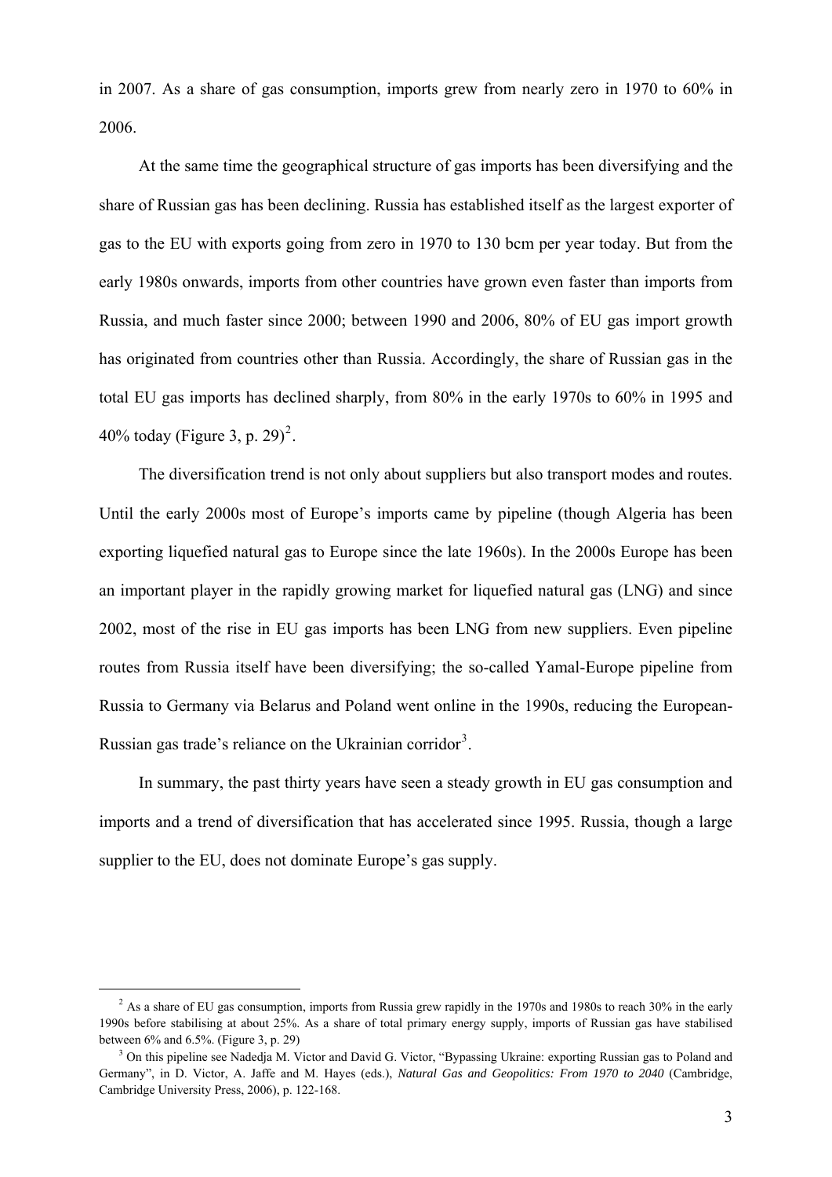in 2007. As a share of gas consumption, imports grew from nearly zero in 1970 to 60% in 2006.

At the same time the geographical structure of gas imports has been diversifying and the share of Russian gas has been declining. Russia has established itself as the largest exporter of gas to the EU with exports going from zero in 1970 to 130 bcm per year today. But from the early 1980s onwards, imports from other countries have grown even faster than imports from Russia, and much faster since 2000; between 1990 and 2006, 80% of EU gas import growth has originated from countries other than Russia. Accordingly, the share of Russian gas in the total EU gas imports has declined sharply, from 80% in the early 1970s to 60% in 1995 and 40% today (Figure 3, p. 29)[2].

The diversification trend is not only about suppliers but also transport modes and routes. Until the early 2000s most of Europe's imports came by pipeline (though Algeria has been exporting liquefied natural gas to Europe since the late 1960s). In the 2000s Europe has been an important player in the rapidly growing market for liquefied natural gas (LNG) and since 2002, most of the rise in EU gas imports has been LNG from new suppliers. Even pipeline routes from Russia itself have been diversifying; the so-called Yamal-Europe pipeline from Russia to Germany via Belarus and Poland went online in the 1990s, reducing the European-Russian gas trade's reliance on the Ukrainian corridor[3].

In summary, the past thirty years have seen a steady growth in EU gas consumption and imports and a trend of diversification that has accelerated since 1995. Russia, though a large supplier to the EU, does not dominate Europe's gas supply.

---

[2] As a share of EU gas consumption, imports from Russia grew rapidly in the 1970s and 1980s to reach 30% in the early 1990s before stabilising at about 25%. As a share of total primary energy supply, imports of Russian gas have stabilised between 6% and 6.5%. (Figure 3, p. 29)

[3] On this pipeline see Nadedja M. Victor and David G. Victor, "Bypassing Ukraine: exporting Russian gas to Poland and Germany", in D. Victor, A. Jaffe and M. Hayes (eds.), *Natural Gas and Geopolitics: From 1970 to 2040* (Cambridge, Cambridge University Press, 2006), p. 122-168.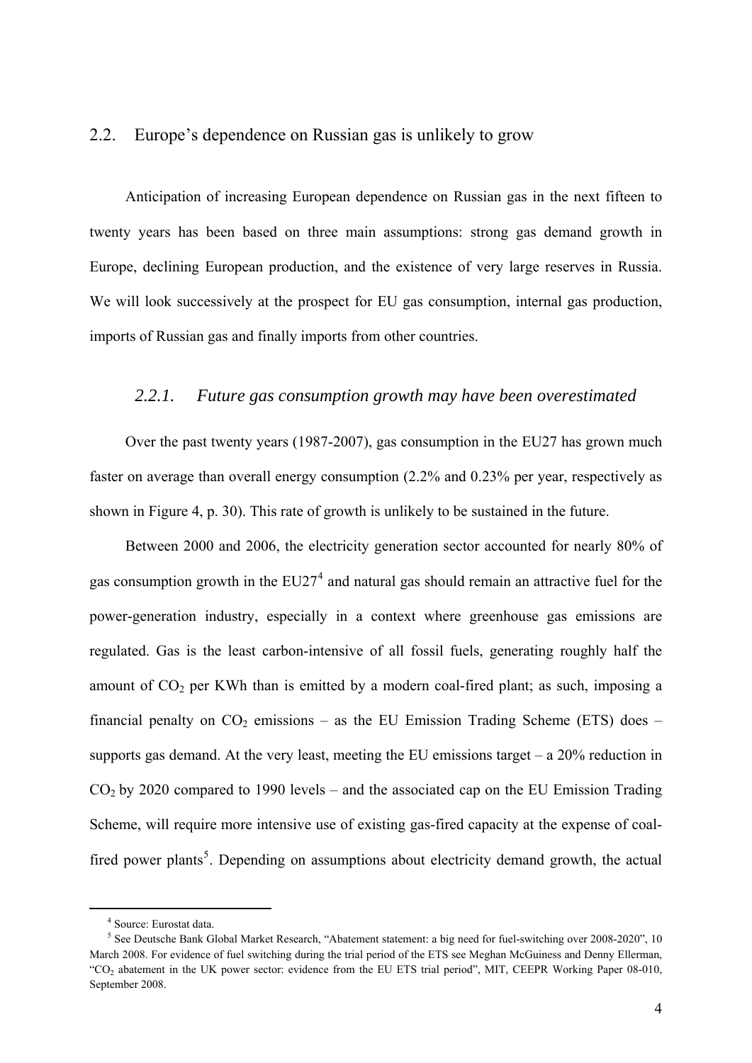## 2.2. Europe's dependence on Russian gas is unlikely to grow

Anticipation of increasing European dependence on Russian gas in the next fifteen to twenty years has been based on three main assumptions: strong gas demand growth in Europe, declining European production, and the existence of very large reserves in Russia. We will look successively at the prospect for EU gas consumption, internal gas production, imports of Russian gas and finally imports from other countries.

### *2.2.1. Future gas consumption growth may have been overestimated*

Over the past twenty years (1987-2007), gas consumption in the EU27 has grown much faster on average than overall energy consumption (2.2% and 0.23% per year, respectively as shown in Figure 4, p. 30). This rate of growth is unlikely to be sustained in the future.

Between 2000 and 2006, the electricity generation sector accounted for nearly 80% of gas consumption growth in the EU27[4] and natural gas should remain an attractive fuel for the power-generation industry, especially in a context where greenhouse gas emissions are regulated. Gas is the least carbon-intensive of all fossil fuels, generating roughly half the amount of $CO_2$ per KWh than is emitted by a modern coal-fired plant; as such, imposing a financial penalty on $CO_2$ emissions – as the EU Emission Trading Scheme (ETS) does – supports gas demand. At the very least, meeting the EU emissions target – a 20% reduction in $CO_2$ by 2020 compared to 1990 levels – and the associated cap on the EU Emission Trading Scheme, will require more intensive use of existing gas-fired capacity at the expense of coal-fired power plants[5]. Depending on assumptions about electricity demand growth, the actual

---

[4] Source: Eurostat data.

[5] See Deutsche Bank Global Market Research, "Abatement statement: a big need for fuel-switching over 2008-2020", 10 March 2008. For evidence of fuel switching during the trial period of the ETS see Meghan McGuiness and Denny Ellerman, "$CO_2$ abatement in the UK power sector: evidence from the EU ETS trial period", MIT, CEEPR Working Paper 08-010, September 2008.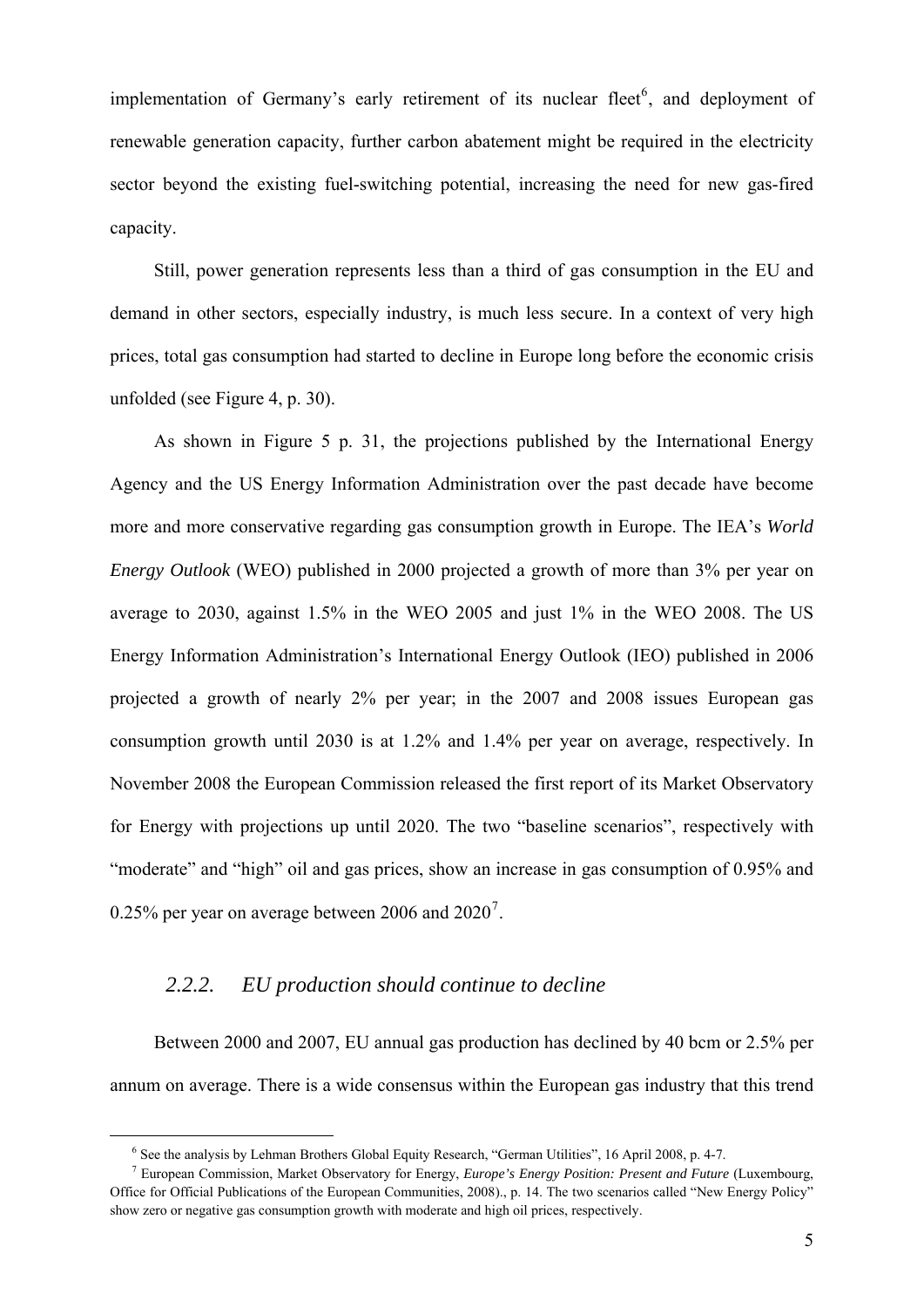implementation of Germany's early retirement of its nuclear fleet[6], and deployment of renewable generation capacity, further carbon abatement might be required in the electricity sector beyond the existing fuel-switching potential, increasing the need for new gas-fired capacity.

Still, power generation represents less than a third of gas consumption in the EU and demand in other sectors, especially industry, is much less secure. In a context of very high prices, total gas consumption had started to decline in Europe long before the economic crisis unfolded (see Figure 4, p. 30).

As shown in Figure 5 p. 31, the projections published by the International Energy Agency and the US Energy Information Administration over the past decade have become more and more conservative regarding gas consumption growth in Europe. The IEA's *World Energy Outlook* (WEO) published in 2000 projected a growth of more than 3% per year on average to 2030, against 1.5% in the WEO 2005 and just 1% in the WEO 2008. The US Energy Information Administration's International Energy Outlook (IEO) published in 2006 projected a growth of nearly 2% per year; in the 2007 and 2008 issues European gas consumption growth until 2030 is at 1.2% and 1.4% per year on average, respectively. In November 2008 the European Commission released the first report of its Market Observatory for Energy with projections up until 2020. The two "baseline scenarios", respectively with "moderate" and "high" oil and gas prices, show an increase in gas consumption of 0.95% and 0.25% per year on average between 2006 and 2020[7].

### *2.2.2. EU production should continue to decline*

Between 2000 and 2007, EU annual gas production has declined by 40 bcm or 2.5% per annum on average. There is a wide consensus within the European gas industry that this trend

---

[6] See the analysis by Lehman Brothers Global Equity Research, "German Utilities", 16 April 2008, p. 4-7.

[7] European Commission, Market Observatory for Energy, *Europe's Energy Position: Present and Future* (Luxembourg, Office for Official Publications of the European Communities, 2008)., p. 14. The two scenarios called "New Energy Policy" show zero or negative gas consumption growth with moderate and high oil prices, respectively.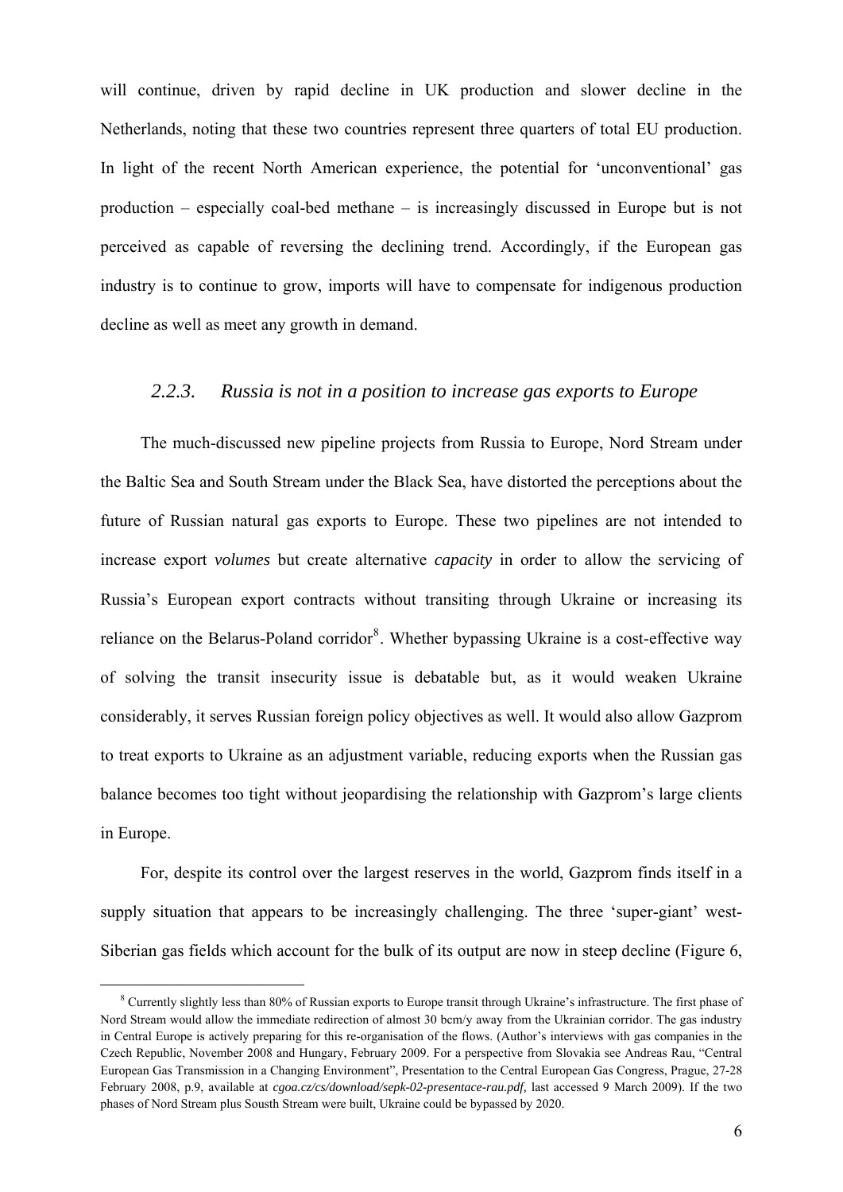will continue, driven by rapid decline in UK production and slower decline in the Netherlands, noting that these two countries represent three quarters of total EU production. In light of the recent North American experience, the potential for 'unconventional' gas production – especially coal-bed methane – is increasingly discussed in Europe but is not perceived as capable of reversing the declining trend. Accordingly, if the European gas industry is to continue to grow, imports will have to compensate for indigenous production decline as well as meet any growth in demand.

### *2.2.3. Russia is not in a position to increase gas exports to Europe*

The much-discussed new pipeline projects from Russia to Europe, Nord Stream under the Baltic Sea and South Stream under the Black Sea, have distorted the perceptions about the future of Russian natural gas exports to Europe. These two pipelines are not intended to increase export *volumes* but create alternative *capacity* in order to allow the servicing of Russia's European export contracts without transiting through Ukraine or increasing its reliance on the Belarus-Poland corridor[8]. Whether bypassing Ukraine is a cost-effective way of solving the transit insecurity issue is debatable but, as it would weaken Ukraine considerably, it serves Russian foreign policy objectives as well. It would also allow Gazprom to treat exports to Ukraine as an adjustment variable, reducing exports when the Russian gas balance becomes too tight without jeopardising the relationship with Gazprom's large clients in Europe.

For, despite its control over the largest reserves in the world, Gazprom finds itself in a supply situation that appears to be increasingly challenging. The three 'super-giant' west-Siberian gas fields which account for the bulk of its output are now in steep decline (Figure 6,

[8] Currently slightly less than 80% of Russian exports to Europe transit through Ukraine's infrastructure. The first phase of Nord Stream would allow the immediate redirection of almost 30 bcm/y away from the Ukrainian corridor. The gas industry in Central Europe is actively preparing for this re-organisation of the flows. (Author's interviews with gas companies in the Czech Republic, November 2008 and Hungary, February 2009. For a perspective from Slovakia see Andreas Rau, "Central European Gas Transmission in a Changing Environment", Presentation to the Central European Gas Congress, Prague, 27-28 February 2008, p.9, available at *cgoa.cz/cs/download/sepk-02-presentace-rau.pdf,* last accessed 9 March 2009). If the two phases of Nord Stream plus Sousth Stream were built, Ukraine could be bypassed by 2020.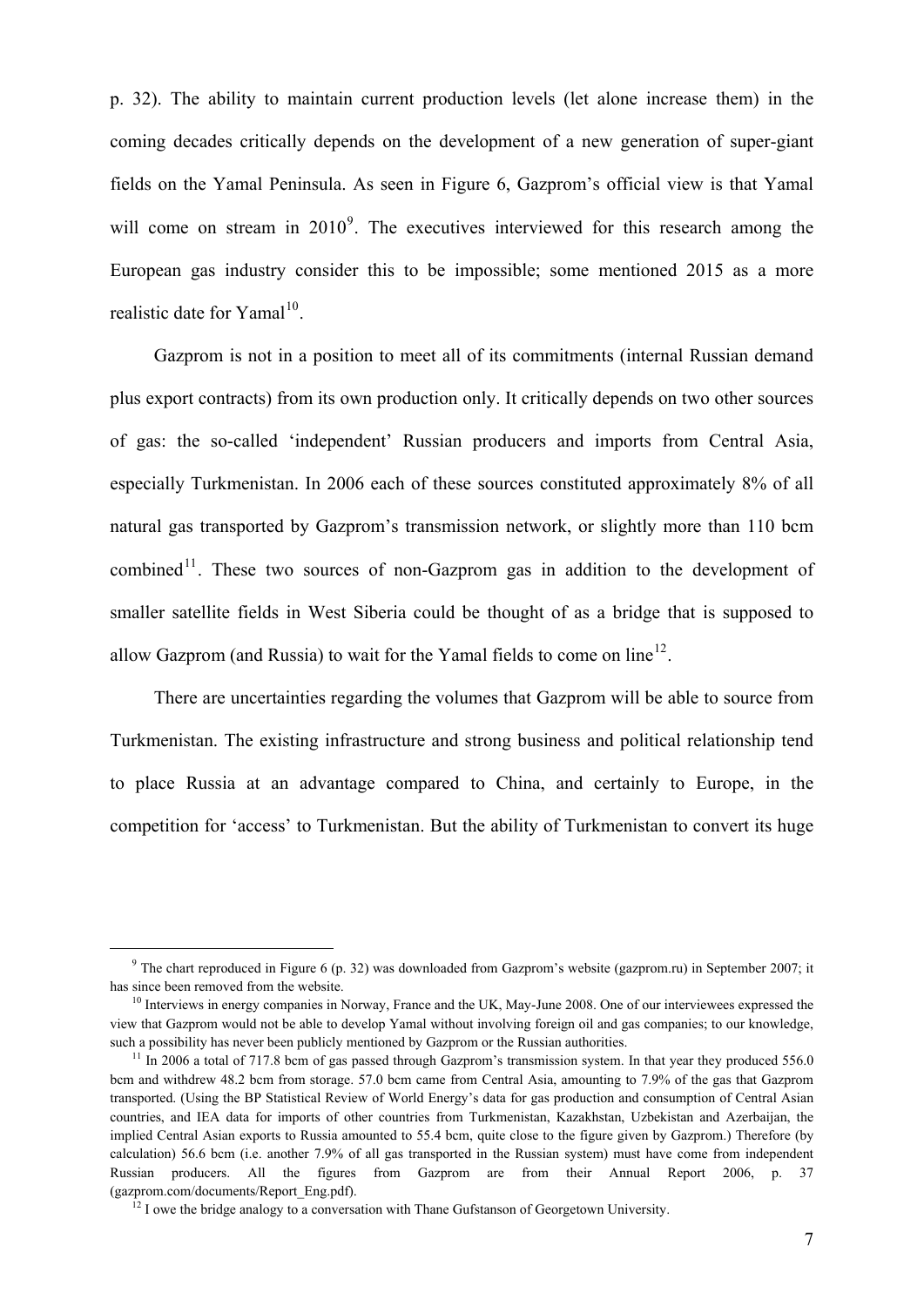p. 32). The ability to maintain current production levels (let alone increase them) in the coming decades critically depends on the development of a new generation of super-giant fields on the Yamal Peninsula. As seen in Figure 6, Gazprom's official view is that Yamal will come on stream in 2010[9]. The executives interviewed for this research among the European gas industry consider this to be impossible; some mentioned 2015 as a more realistic date for Yamal[10].

Gazprom is not in a position to meet all of its commitments (internal Russian demand plus export contracts) from its own production only. It critically depends on two other sources of gas: the so-called 'independent' Russian producers and imports from Central Asia, especially Turkmenistan. In 2006 each of these sources constituted approximately 8% of all natural gas transported by Gazprom's transmission network, or slightly more than 110 bcm combined[11]. These two sources of non-Gazprom gas in addition to the development of smaller satellite fields in West Siberia could be thought of as a bridge that is supposed to allow Gazprom (and Russia) to wait for the Yamal fields to come on line[12].

There are uncertainties regarding the volumes that Gazprom will be able to source from Turkmenistan. The existing infrastructure and strong business and political relationship tend to place Russia at an advantage compared to China, and certainly to Europe, in the competition for 'access' to Turkmenistan. But the ability of Turkmenistan to convert its huge

---

[9] The chart reproduced in Figure 6 (p. 32) was downloaded from Gazprom's website (gazprom.ru) in September 2007; it has since been removed from the website.

[10] Interviews in energy companies in Norway, France and the UK, May-June 2008. One of our interviewees expressed the view that Gazprom would not be able to develop Yamal without involving foreign oil and gas companies; to our knowledge, such a possibility has never been publicly mentioned by Gazprom or the Russian authorities.

[11] In 2006 a total of 717.8 bcm of gas passed through Gazprom's transmission system. In that year they produced 556.0 bcm and withdrew 48.2 bcm from storage. 57.0 bcm came from Central Asia, amounting to 7.9% of the gas that Gazprom transported. (Using the BP Statistical Review of World Energy's data for gas production and consumption of Central Asian countries, and IEA data for imports of other countries from Turkmenistan, Kazakhstan, Uzbekistan and Azerbaijan, the implied Central Asian exports to Russia amounted to 55.4 bcm, quite close to the figure given by Gazprom.) Therefore (by calculation) 56.6 bcm (i.e. another 7.9% of all gas transported in the Russian system) must have come from independent Russian producers. All the figures from Gazprom are from their Annual Report 2006, p. 37 (gazprom.com/documents/Report_Eng.pdf).

[12] I owe the bridge analogy to a conversation with Thane Gufstanson of Georgetown University.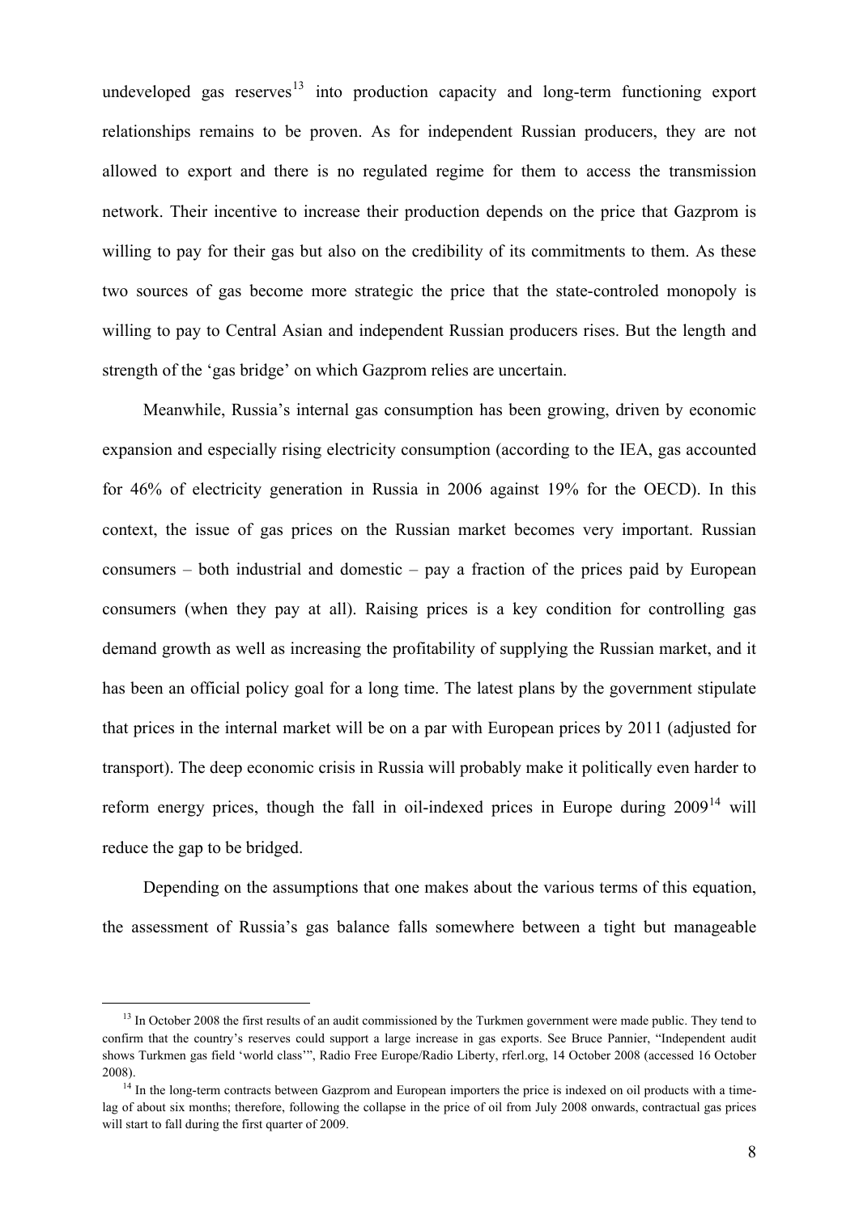undeveloped gas reserves[13] into production capacity and long-term functioning export relationships remains to be proven. As for independent Russian producers, they are not allowed to export and there is no regulated regime for them to access the transmission network. Their incentive to increase their production depends on the price that Gazprom is willing to pay for their gas but also on the credibility of its commitments to them. As these two sources of gas become more strategic the price that the state-controled monopoly is willing to pay to Central Asian and independent Russian producers rises. But the length and strength of the 'gas bridge' on which Gazprom relies are uncertain.

Meanwhile, Russia's internal gas consumption has been growing, driven by economic expansion and especially rising electricity consumption (according to the IEA, gas accounted for 46% of electricity generation in Russia in 2006 against 19% for the OECD). In this context, the issue of gas prices on the Russian market becomes very important. Russian consumers – both industrial and domestic – pay a fraction of the prices paid by European consumers (when they pay at all). Raising prices is a key condition for controlling gas demand growth as well as increasing the profitability of supplying the Russian market, and it has been an official policy goal for a long time. The latest plans by the government stipulate that prices in the internal market will be on a par with European prices by 2011 (adjusted for transport). The deep economic crisis in Russia will probably make it politically even harder to reform energy prices, though the fall in oil-indexed prices in Europe during 2009[14] will reduce the gap to be bridged.

Depending on the assumptions that one makes about the various terms of this equation, the assessment of Russia's gas balance falls somewhere between a tight but manageable

---

[13] In October 2008 the first results of an audit commissioned by the Turkmen government were made public. They tend to confirm that the country's reserves could support a large increase in gas exports. See Bruce Pannier, "Independent audit shows Turkmen gas field 'world class'", Radio Free Europe/Radio Liberty, rferl.org, 14 October 2008 (accessed 16 October 2008).

[14] In the long-term contracts between Gazprom and European importers the price is indexed on oil products with a time-lag of about six months; therefore, following the collapse in the price of oil from July 2008 onwards, contractual gas prices will start to fall during the first quarter of 2009.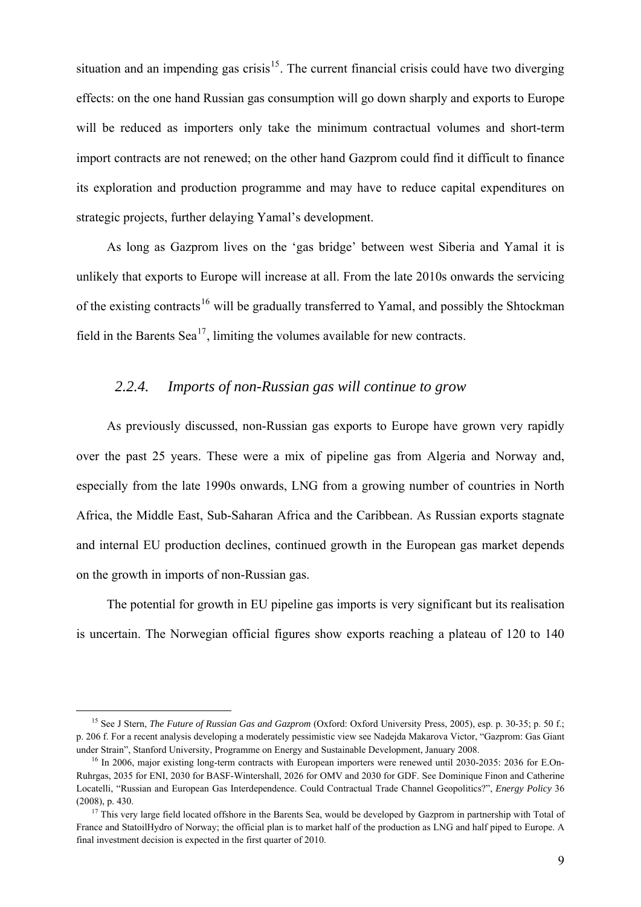situation and an impending gas crisis[15]. The current financial crisis could have two diverging effects: on the one hand Russian gas consumption will go down sharply and exports to Europe will be reduced as importers only take the minimum contractual volumes and short-term import contracts are not renewed; on the other hand Gazprom could find it difficult to finance its exploration and production programme and may have to reduce capital expenditures on strategic projects, further delaying Yamal's development.

As long as Gazprom lives on the 'gas bridge' between west Siberia and Yamal it is unlikely that exports to Europe will increase at all. From the late 2010s onwards the servicing of the existing contracts[16] will be gradually transferred to Yamal, and possibly the Shtockman field in the Barents Sea[17], limiting the volumes available for new contracts.

### *2.2.4. Imports of non-Russian gas will continue to grow*

As previously discussed, non-Russian gas exports to Europe have grown very rapidly over the past 25 years. These were a mix of pipeline gas from Algeria and Norway and, especially from the late 1990s onwards, LNG from a growing number of countries in North Africa, the Middle East, Sub-Saharan Africa and the Caribbean. As Russian exports stagnate and internal EU production declines, continued growth in the European gas market depends on the growth in imports of non-Russian gas.

The potential for growth in EU pipeline gas imports is very significant but its realisation is uncertain. The Norwegian official figures show exports reaching a plateau of 120 to 140

---

[15] See J Stern, *The Future of Russian Gas and Gazprom* (Oxford: Oxford University Press, 2005), esp. p. 30-35; p. 50 f.; p. 206 f. For a recent analysis developing a moderately pessimistic view see Nadejda Makarova Victor, "Gazprom: Gas Giant under Strain", Stanford University, Programme on Energy and Sustainable Development, January 2008.

[16] In 2006, major existing long-term contracts with European importers were renewed until 2030-2035: 2036 for E.On-Ruhrgas, 2035 for ENI, 2030 for BASF-Wintershall, 2026 for OMV and 2030 for GDF. See Dominique Finon and Catherine Locatelli, "Russian and European Gas Interdependence. Could Contractual Trade Channel Geopolitics?", *Energy Policy* 36 (2008), p. 430.

[17] This very large field located offshore in the Barents Sea, would be developed by Gazprom in partnership with Total of France and StatoilHydro of Norway; the official plan is to market half of the production as LNG and half piped to Europe. A final investment decision is expected in the first quarter of 2010.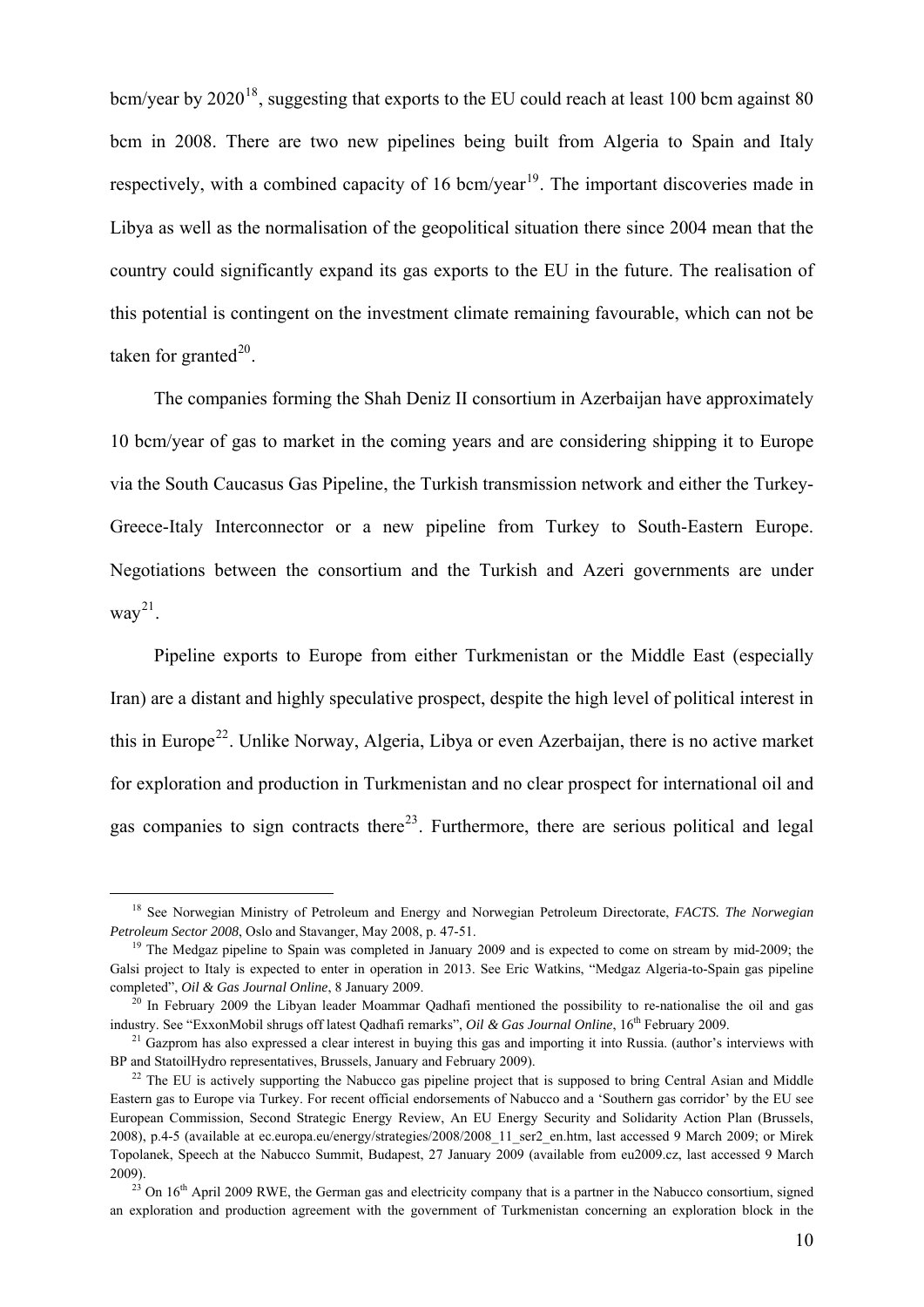bcm/year by 2020[18], suggesting that exports to the EU could reach at least 100 bcm against 80 bcm in 2008. There are two new pipelines being built from Algeria to Spain and Italy respectively, with a combined capacity of 16 bcm/year[19]. The important discoveries made in Libya as well as the normalisation of the geopolitical situation there since 2004 mean that the country could significantly expand its gas exports to the EU in the future. The realisation of this potential is contingent on the investment climate remaining favourable, which can not be taken for granted[20].

The companies forming the Shah Deniz II consortium in Azerbaijan have approximately 10 bcm/year of gas to market in the coming years and are considering shipping it to Europe via the South Caucasus Gas Pipeline, the Turkish transmission network and either the Turkey-Greece-Italy Interconnector or a new pipeline from Turkey to South-Eastern Europe. Negotiations between the consortium and the Turkish and Azeri governments are under way[21].

Pipeline exports to Europe from either Turkmenistan or the Middle East (especially Iran) are a distant and highly speculative prospect, despite the high level of political interest in this in Europe[22]. Unlike Norway, Algeria, Libya or even Azerbaijan, there is no active market for exploration and production in Turkmenistan and no clear prospect for international oil and gas companies to sign contracts there[23]. Furthermore, there are serious political and legal

---

[18] See Norwegian Ministry of Petroleum and Energy and Norwegian Petroleum Directorate, *FACTS. The Norwegian Petroleum Sector 2008*, Oslo and Stavanger, May 2008, p. 47-51.

[19] The Medgaz pipeline to Spain was completed in January 2009 and is expected to come on stream by mid-2009; the Galsi project to Italy is expected to enter in operation in 2013. See Eric Watkins, "Medgaz Algeria-to-Spain gas pipeline completed", *Oil & Gas Journal Online*, 8 January 2009.

[20] In February 2009 the Libyan leader Moammar Qadhafi mentioned the possibility to re-nationalise the oil and gas industry. See "ExxonMobil shrugs off latest Qadhafi remarks", *Oil & Gas Journal Online*, 16th February 2009.

[21] Gazprom has also expressed a clear interest in buying this gas and importing it into Russia. (author's interviews with BP and StatoilHydro representatives, Brussels, January and February 2009).

[22] The EU is actively supporting the Nabucco gas pipeline project that is supposed to bring Central Asian and Middle Eastern gas to Europe via Turkey. For recent official endorsements of Nabucco and a 'Southern gas corridor' by the EU see European Commission, Second Strategic Energy Review, An EU Energy Security and Solidarity Action Plan (Brussels, 2008), p.4-5 (available at ec.europa.eu/energy/strategies/2008/2008_11_ser2_en.htm, last accessed 9 March 2009; or Mirek Topolanek, Speech at the Nabucco Summit, Budapest, 27 January 2009 (available from eu2009.cz, last accessed 9 March 2009).

[23] On 16th April 2009 RWE, the German gas and electricity company that is a partner in the Nabucco consortium, signed an exploration and production agreement with the government of Turkmenistan concerning an exploration block in the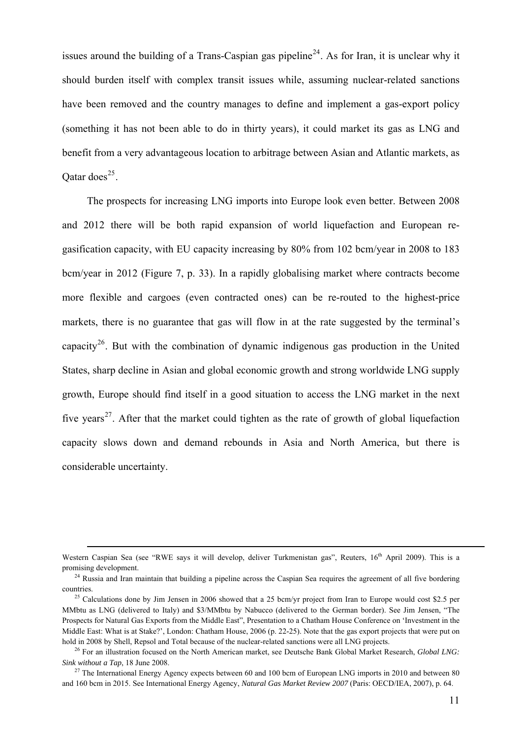issues around the building of a Trans-Caspian gas pipeline[24]. As for Iran, it is unclear why it should burden itself with complex transit issues while, assuming nuclear-related sanctions have been removed and the country manages to define and implement a gas-export policy (something it has not been able to do in thirty years), it could market its gas as LNG and benefit from a very advantageous location to arbitrage between Asian and Atlantic markets, as Qatar does[25].

The prospects for increasing LNG imports into Europe look even better. Between 2008 and 2012 there will be both rapid expansion of world liquefaction and European re-gasification capacity, with EU capacity increasing by 80% from 102 bcm/year in 2008 to 183 bcm/year in 2012 (Figure 7, p. 33). In a rapidly globalising market where contracts become more flexible and cargoes (even contracted ones) can be re-routed to the highest-price markets, there is no guarantee that gas will flow in at the rate suggested by the terminal's capacity[26]. But with the combination of dynamic indigenous gas production in the United States, sharp decline in Asian and global economic growth and strong worldwide LNG supply growth, Europe should find itself in a good situation to access the LNG market in the next five years[27]. After that the market could tighten as the rate of growth of global liquefaction capacity slows down and demand rebounds in Asia and North America, but there is considerable uncertainty.

---

Western Caspian Sea (see "RWE says it will develop, deliver Turkmenistan gas", Reuters, 16th April 2009). This is a promising development.

[24] Russia and Iran maintain that building a pipeline across the Caspian Sea requires the agreement of all five bordering countries.

[25] Calculations done by Jim Jensen in 2006 showed that a 25 bcm/yr project from Iran to Europe would cost $2.5 per MMbtu as LNG (delivered to Italy) and $3/MMbtu by Nabucco (delivered to the German border). See Jim Jensen, "The Prospects for Natural Gas Exports from the Middle East", Presentation to a Chatham House Conference on 'Investment in the Middle East: What is at Stake?', London: Chatham House, 2006 (p. 22-25). Note that the gas export projects that were put on hold in 2008 by Shell, Repsol and Total because of the nuclear-related sanctions were all LNG projects.

[26] For an illustration focused on the North American market, see Deutsche Bank Global Market Research, *Global LNG: Sink without a Tap*, 18 June 2008.

[27] The International Energy Agency expects between 60 and 100 bcm of European LNG imports in 2010 and between 80 and 160 bcm in 2015. See International Energy Agency, *Natural Gas Market Review 2007* (Paris: OECD/IEA, 2007), p. 64.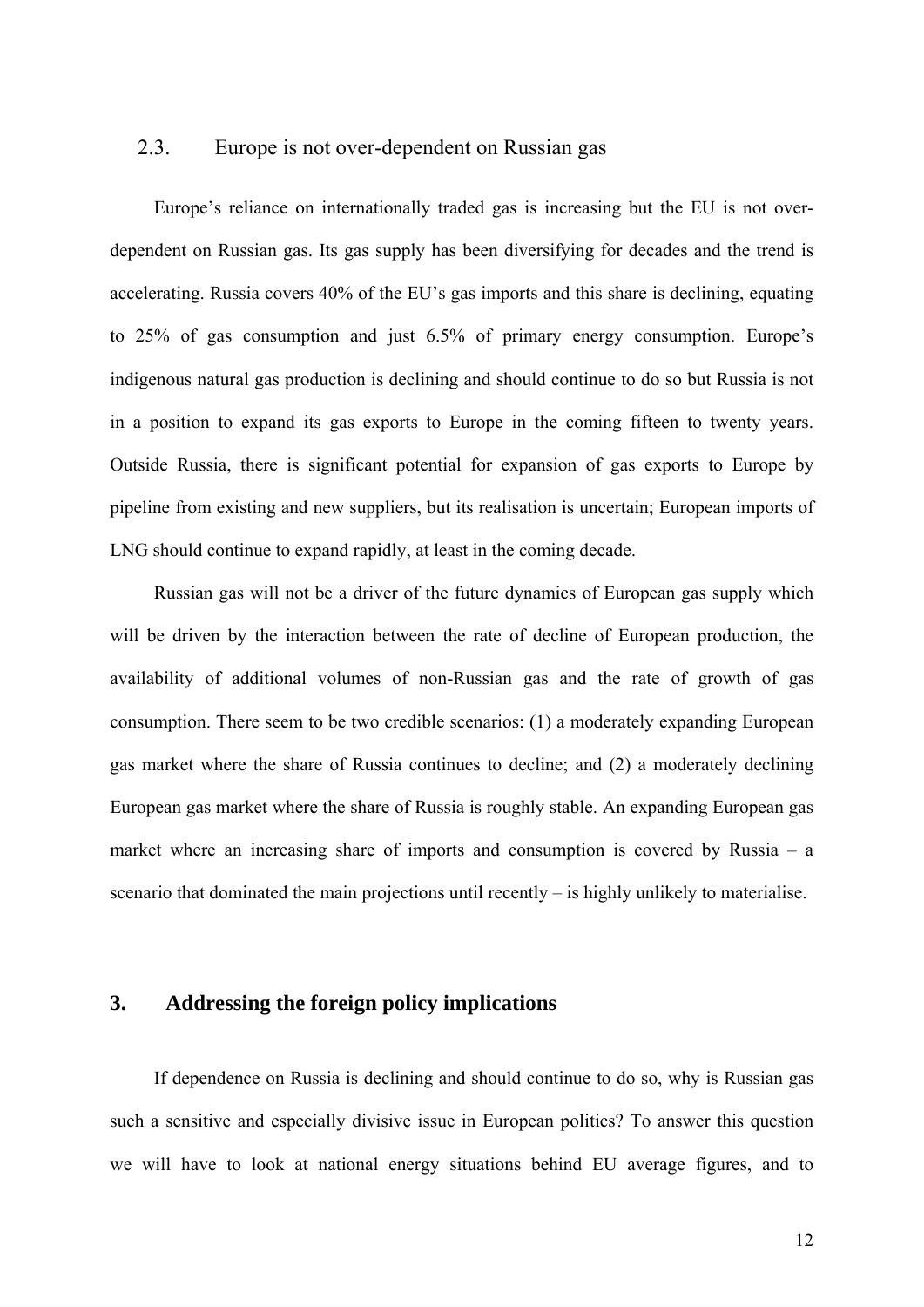### 2.3. Europe is not over-dependent on Russian gas

Europe's reliance on internationally traded gas is increasing but the EU is not over-dependent on Russian gas. Its gas supply has been diversifying for decades and the trend is accelerating. Russia covers 40% of the EU's gas imports and this share is declining, equating to 25% of gas consumption and just 6.5% of primary energy consumption. Europe's indigenous natural gas production is declining and should continue to do so but Russia is not in a position to expand its gas exports to Europe in the coming fifteen to twenty years. Outside Russia, there is significant potential for expansion of gas exports to Europe by pipeline from existing and new suppliers, but its realisation is uncertain; European imports of LNG should continue to expand rapidly, at least in the coming decade.

Russian gas will not be a driver of the future dynamics of European gas supply which will be driven by the interaction between the rate of decline of European production, the availability of additional volumes of non-Russian gas and the rate of growth of gas consumption. There seem to be two credible scenarios: (1) a moderately expanding European gas market where the share of Russia continues to decline; and (2) a moderately declining European gas market where the share of Russia is roughly stable. An expanding European gas market where an increasing share of imports and consumption is covered by Russia – a scenario that dominated the main projections until recently – is highly unlikely to materialise.

## 3. Addressing the foreign policy implications

If dependence on Russia is declining and should continue to do so, why is Russian gas such a sensitive and especially divisive issue in European politics? To answer this question we will have to look at national energy situations behind EU average figures, and to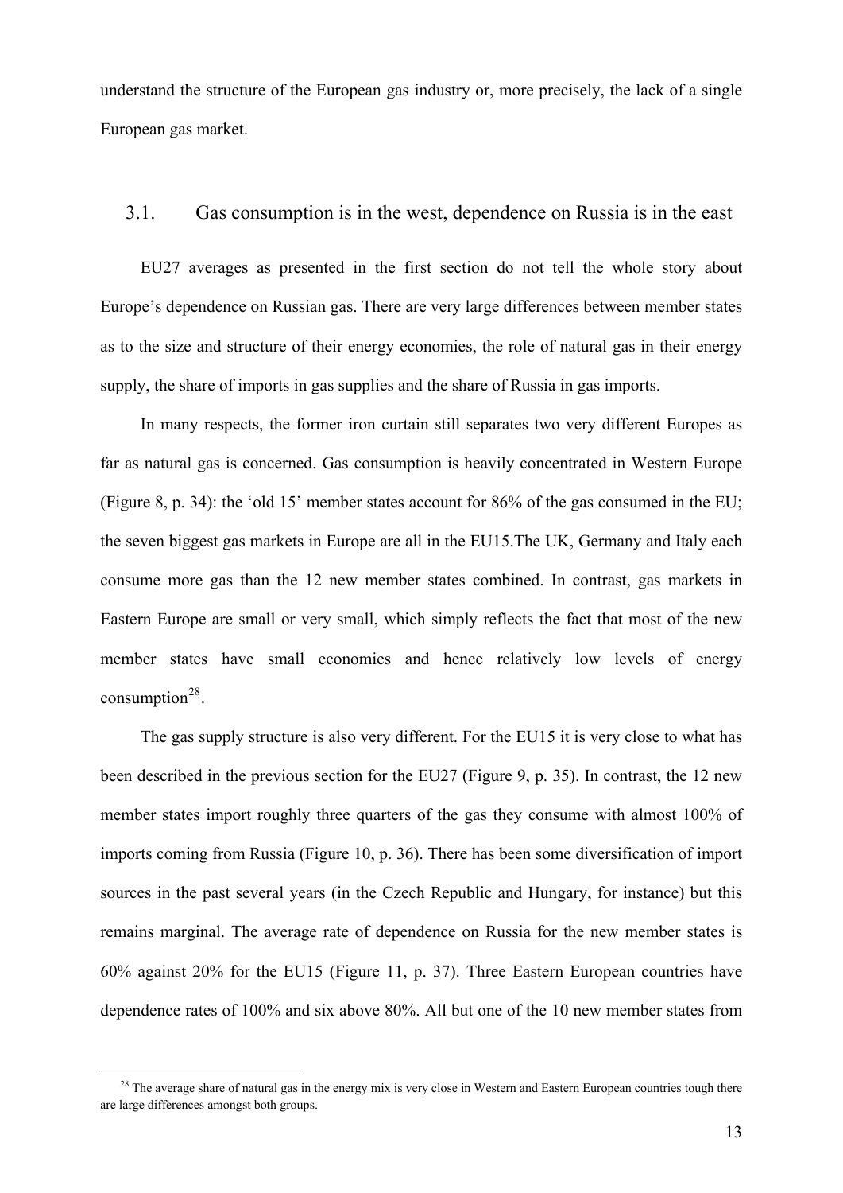understand the structure of the European gas industry or, more precisely, the lack of a single European gas market.

## 3.1. Gas consumption is in the west, dependence on Russia is in the east

EU27 averages as presented in the first section do not tell the whole story about Europe's dependence on Russian gas. There are very large differences between member states as to the size and structure of their energy economies, the role of natural gas in their energy supply, the share of imports in gas supplies and the share of Russia in gas imports.

In many respects, the former iron curtain still separates two very different Europes as far as natural gas is concerned. Gas consumption is heavily concentrated in Western Europe (Figure 8, p. 34): the 'old 15' member states account for 86% of the gas consumed in the EU; the seven biggest gas markets in Europe are all in the EU15.The UK, Germany and Italy each consume more gas than the 12 new member states combined. In contrast, gas markets in Eastern Europe are small or very small, which simply reflects the fact that most of the new member states have small economies and hence relatively low levels of energy consumption[28].

The gas supply structure is also very different. For the EU15 it is very close to what has been described in the previous section for the EU27 (Figure 9, p. 35). In contrast, the 12 new member states import roughly three quarters of the gas they consume with almost 100% of imports coming from Russia (Figure 10, p. 36). There has been some diversification of import sources in the past several years (in the Czech Republic and Hungary, for instance) but this remains marginal. The average rate of dependence on Russia for the new member states is 60% against 20% for the EU15 (Figure 11, p. 37). Three Eastern European countries have dependence rates of 100% and six above 80%. All but one of the 10 new member states from

[28] The average share of natural gas in the energy mix is very close in Western and Eastern European countries tough there are large differences amongst both groups.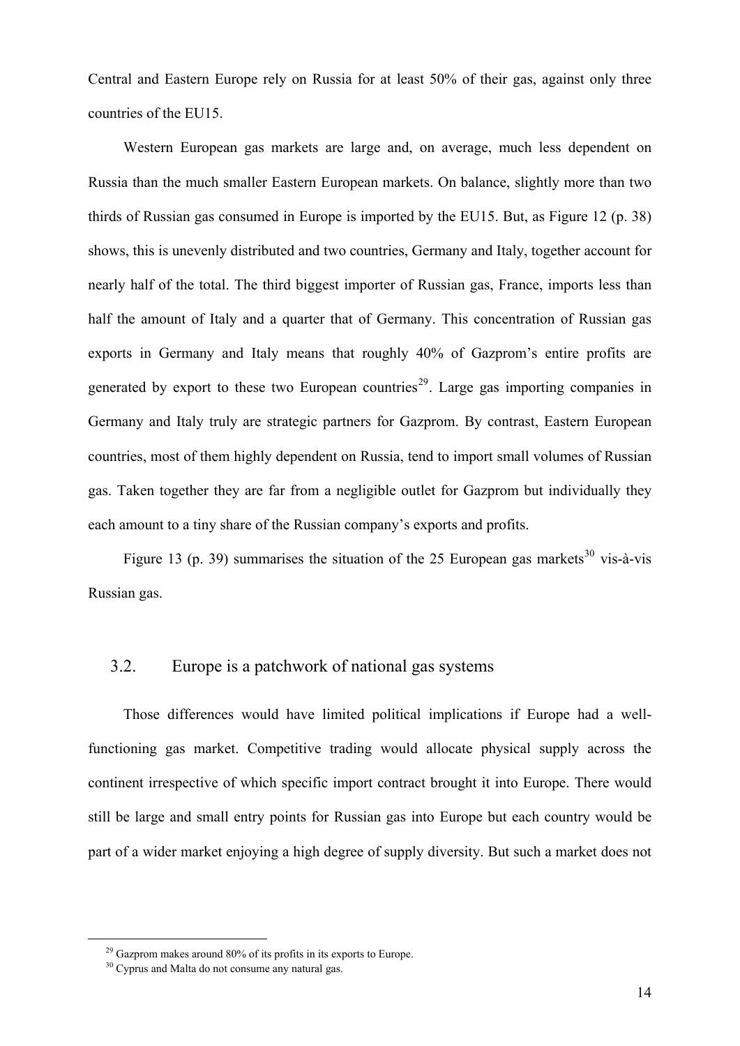Central and Eastern Europe rely on Russia for at least 50% of their gas, against only three countries of the EU15.

Western European gas markets are large and, on average, much less dependent on Russia than the much smaller Eastern European markets. On balance, slightly more than two thirds of Russian gas consumed in Europe is imported by the EU15. But, as Figure 12 (p. 38) shows, this is unevenly distributed and two countries, Germany and Italy, together account for nearly half of the total. The third biggest importer of Russian gas, France, imports less than half the amount of Italy and a quarter that of Germany. This concentration of Russian gas exports in Germany and Italy means that roughly 40% of Gazprom's entire profits are generated by export to these two European countries[29]. Large gas importing companies in Germany and Italy truly are strategic partners for Gazprom. By contrast, Eastern European countries, most of them highly dependent on Russia, tend to import small volumes of Russian gas. Taken together they are far from a negligible outlet for Gazprom but individually they each amount to a tiny share of the Russian company's exports and profits.

Figure 13 (p. 39) summarises the situation of the 25 European gas markets[30] vis-à-vis Russian gas.

## 3.2. Europe is a patchwork of national gas systems

Those differences would have limited political implications if Europe had a well-functioning gas market. Competitive trading would allocate physical supply across the continent irrespective of which specific import contract brought it into Europe. There would still be large and small entry points for Russian gas into Europe but each country would be part of a wider market enjoying a high degree of supply diversity. But such a market does not

[29] Gazprom makes around 80% of its profits in its exports to Europe.

[30] Cyprus and Malta do not consume any natural gas.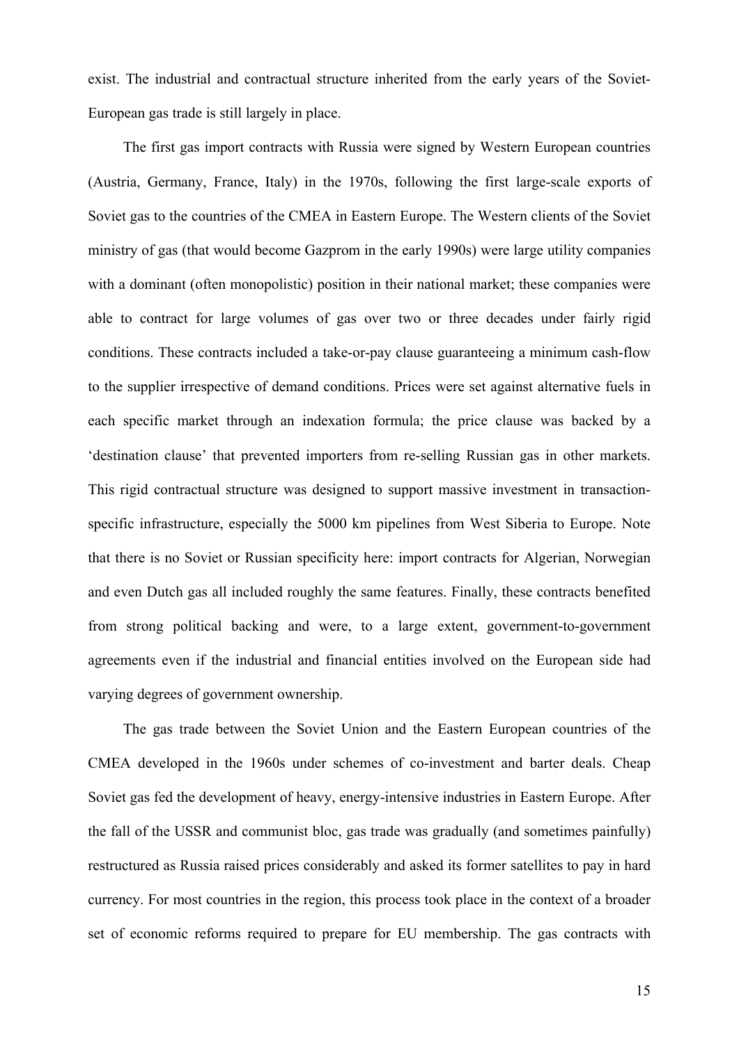exist. The industrial and contractual structure inherited from the early years of the Soviet-European gas trade is still largely in place.

The first gas import contracts with Russia were signed by Western European countries (Austria, Germany, France, Italy) in the 1970s, following the first large-scale exports of Soviet gas to the countries of the CMEA in Eastern Europe. The Western clients of the Soviet ministry of gas (that would become Gazprom in the early 1990s) were large utility companies with a dominant (often monopolistic) position in their national market; these companies were able to contract for large volumes of gas over two or three decades under fairly rigid conditions. These contracts included a take-or-pay clause guaranteeing a minimum cash-flow to the supplier irrespective of demand conditions. Prices were set against alternative fuels in each specific market through an indexation formula; the price clause was backed by a 'destination clause' that prevented importers from re-selling Russian gas in other markets. This rigid contractual structure was designed to support massive investment in transaction-specific infrastructure, especially the 5000 km pipelines from West Siberia to Europe. Note that there is no Soviet or Russian specificity here: import contracts for Algerian, Norwegian and even Dutch gas all included roughly the same features. Finally, these contracts benefited from strong political backing and were, to a large extent, government-to-government agreements even if the industrial and financial entities involved on the European side had varying degrees of government ownership.

The gas trade between the Soviet Union and the Eastern European countries of the CMEA developed in the 1960s under schemes of co-investment and barter deals. Cheap Soviet gas fed the development of heavy, energy-intensive industries in Eastern Europe. After the fall of the USSR and communist bloc, gas trade was gradually (and sometimes painfully) restructured as Russia raised prices considerably and asked its former satellites to pay in hard currency. For most countries in the region, this process took place in the context of a broader set of economic reforms required to prepare for EU membership. The gas contracts with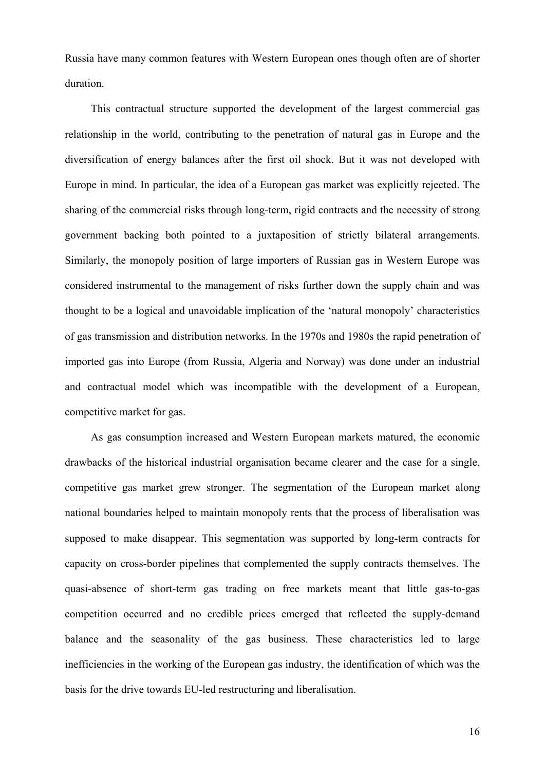Russia have many common features with Western European ones though often are of shorter duration.

This contractual structure supported the development of the largest commercial gas relationship in the world, contributing to the penetration of natural gas in Europe and the diversification of energy balances after the first oil shock. But it was not developed with Europe in mind. In particular, the idea of a European gas market was explicitly rejected. The sharing of the commercial risks through long-term, rigid contracts and the necessity of strong government backing both pointed to a juxtaposition of strictly bilateral arrangements. Similarly, the monopoly position of large importers of Russian gas in Western Europe was considered instrumental to the management of risks further down the supply chain and was thought to be a logical and unavoidable implication of the 'natural monopoly' characteristics of gas transmission and distribution networks. In the 1970s and 1980s the rapid penetration of imported gas into Europe (from Russia, Algeria and Norway) was done under an industrial and contractual model which was incompatible with the development of a European, competitive market for gas.

As gas consumption increased and Western European markets matured, the economic drawbacks of the historical industrial organisation became clearer and the case for a single, competitive gas market grew stronger. The segmentation of the European market along national boundaries helped to maintain monopoly rents that the process of liberalisation was supposed to make disappear. This segmentation was supported by long-term contracts for capacity on cross-border pipelines that complemented the supply contracts themselves. The quasi-absence of short-term gas trading on free markets meant that little gas-to-gas competition occurred and no credible prices emerged that reflected the supply-demand balance and the seasonality of the gas business. These characteristics led to large inefficiencies in the working of the European gas industry, the identification of which was the basis for the drive towards EU-led restructuring and liberalisation.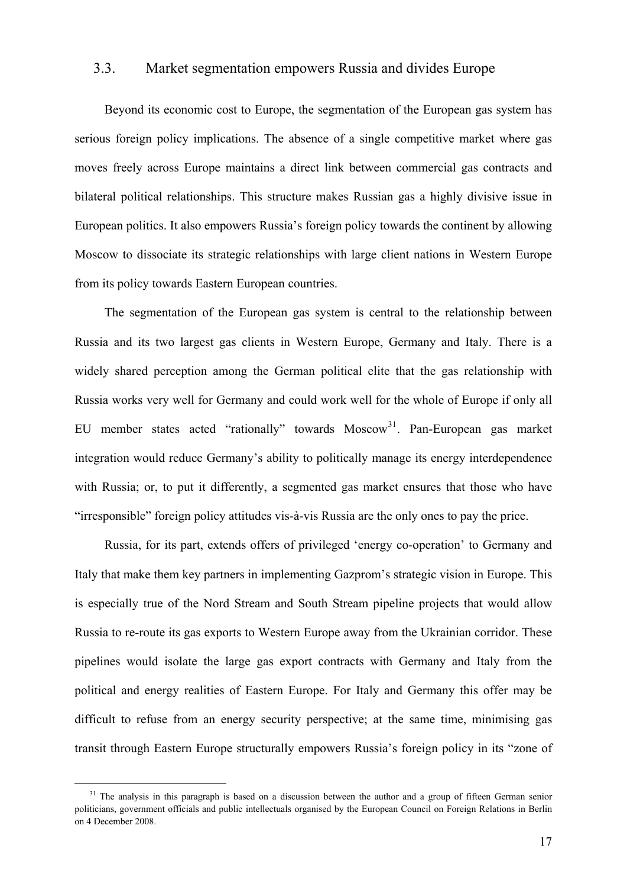### 3.3. Market segmentation empowers Russia and divides Europe

Beyond its economic cost to Europe, the segmentation of the European gas system has serious foreign policy implications. The absence of a single competitive market where gas moves freely across Europe maintains a direct link between commercial gas contracts and bilateral political relationships. This structure makes Russian gas a highly divisive issue in European politics. It also empowers Russia's foreign policy towards the continent by allowing Moscow to dissociate its strategic relationships with large client nations in Western Europe from its policy towards Eastern European countries.

The segmentation of the European gas system is central to the relationship between Russia and its two largest gas clients in Western Europe, Germany and Italy. There is a widely shared perception among the German political elite that the gas relationship with Russia works very well for Germany and could work well for the whole of Europe if only all EU member states acted "rationally" towards Moscow[31]. Pan-European gas market integration would reduce Germany's ability to politically manage its energy interdependence with Russia; or, to put it differently, a segmented gas market ensures that those who have "irresponsible" foreign policy attitudes vis-à-vis Russia are the only ones to pay the price.

Russia, for its part, extends offers of privileged 'energy co-operation' to Germany and Italy that make them key partners in implementing Gazprom's strategic vision in Europe. This is especially true of the Nord Stream and South Stream pipeline projects that would allow Russia to re-route its gas exports to Western Europe away from the Ukrainian corridor. These pipelines would isolate the large gas export contracts with Germany and Italy from the political and energy realities of Eastern Europe. For Italy and Germany this offer may be difficult to refuse from an energy security perspective; at the same time, minimising gas transit through Eastern Europe structurally empowers Russia's foreign policy in its "zone of

[31] The analysis in this paragraph is based on a discussion between the author and a group of fifteen German senior politicians, government officials and public intellectuals organised by the European Council on Foreign Relations in Berlin on 4 December 2008.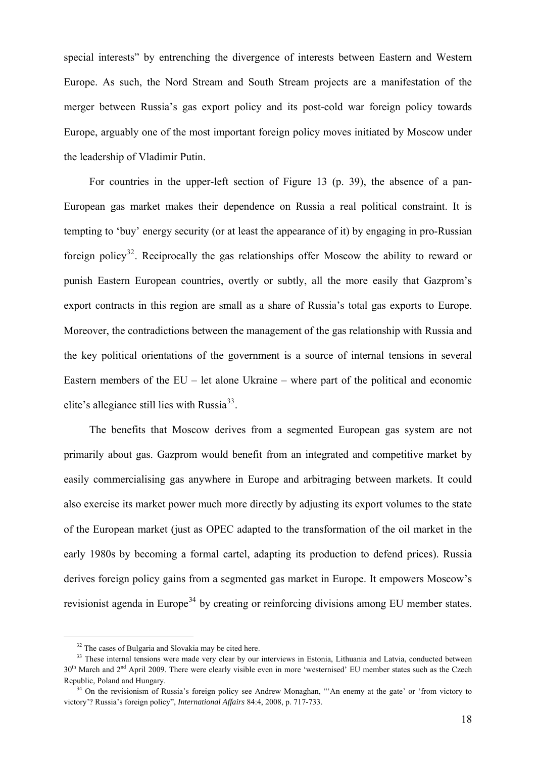special interests" by entrenching the divergence of interests between Eastern and Western Europe. As such, the Nord Stream and South Stream projects are a manifestation of the merger between Russia's gas export policy and its post-cold war foreign policy towards Europe, arguably one of the most important foreign policy moves initiated by Moscow under the leadership of Vladimir Putin.

For countries in the upper-left section of Figure 13 (p. 39), the absence of a pan-European gas market makes their dependence on Russia a real political constraint. It is tempting to 'buy' energy security (or at least the appearance of it) by engaging in pro-Russian foreign policy[32]. Reciprocally the gas relationships offer Moscow the ability to reward or punish Eastern European countries, overtly or subtly, all the more easily that Gazprom's export contracts in this region are small as a share of Russia's total gas exports to Europe. Moreover, the contradictions between the management of the gas relationship with Russia and the key political orientations of the government is a source of internal tensions in several Eastern members of the EU – let alone Ukraine – where part of the political and economic elite's allegiance still lies with Russia[33].

The benefits that Moscow derives from a segmented European gas system are not primarily about gas. Gazprom would benefit from an integrated and competitive market by easily commercialising gas anywhere in Europe and arbitraging between markets. It could also exercise its market power much more directly by adjusting its export volumes to the state of the European market (just as OPEC adapted to the transformation of the oil market in the early 1980s by becoming a formal cartel, adapting its production to defend prices). Russia derives foreign policy gains from a segmented gas market in Europe. It empowers Moscow's revisionist agenda in Europe[34] by creating or reinforcing divisions among EU member states.

---

[32] The cases of Bulgaria and Slovakia may be cited here.

[33] These internal tensions were made very clear by our interviews in Estonia, Lithuania and Latvia, conducted between 30th March and 2nd April 2009. There were clearly visible even in more 'westernised' EU member states such as the Czech Republic, Poland and Hungary.

[34] On the revisionism of Russia's foreign policy see Andrew Monaghan, "'An enemy at the gate' or 'from victory to victory'? Russia's foreign policy", *International Affairs* 84:4, 2008, p. 717-733.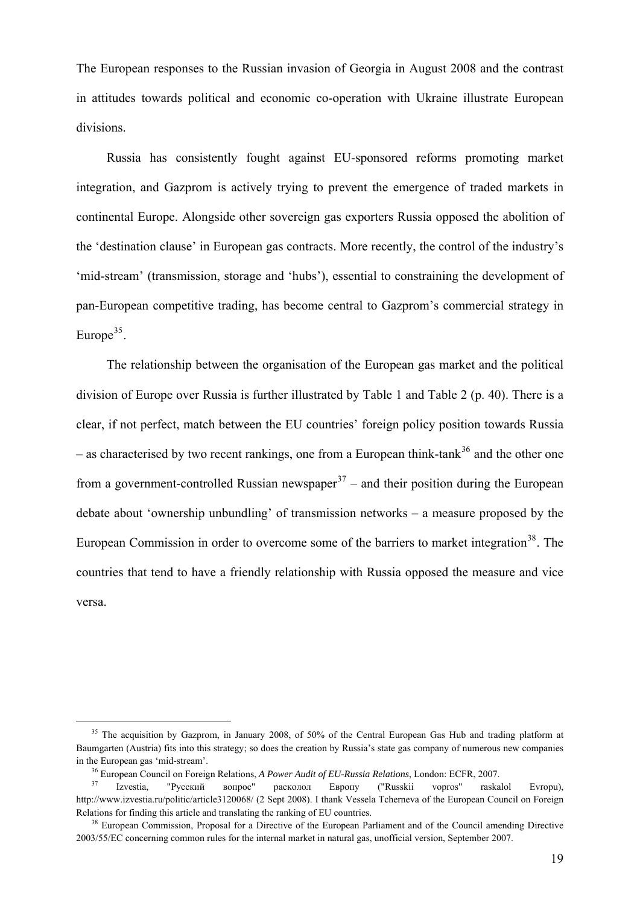The European responses to the Russian invasion of Georgia in August 2008 and the contrast in attitudes towards political and economic co-operation with Ukraine illustrate European divisions.

Russia has consistently fought against EU-sponsored reforms promoting market integration, and Gazprom is actively trying to prevent the emergence of traded markets in continental Europe. Alongside other sovereign gas exporters Russia opposed the abolition of the 'destination clause' in European gas contracts. More recently, the control of the industry's 'mid-stream' (transmission, storage and 'hubs'), essential to constraining the development of pan-European competitive trading, has become central to Gazprom's commercial strategy in Europe[35].

The relationship between the organisation of the European gas market and the political division of Europe over Russia is further illustrated by Table 1 and Table 2 (p. 40). There is a clear, if not perfect, match between the EU countries' foreign policy position towards Russia – as characterised by two recent rankings, one from a European think-tank[36] and the other one from a government-controlled Russian newspaper[37] – and their position during the European debate about 'ownership unbundling' of transmission networks – a measure proposed by the European Commission in order to overcome some of the barriers to market integration[38]. The countries that tend to have a friendly relationship with Russia opposed the measure and vice versa.

---

[35] The acquisition by Gazprom, in January 2008, of 50% of the Central European Gas Hub and trading platform at Baumgarten (Austria) fits into this strategy; so does the creation by Russia's state gas company of numerous new companies in the European gas 'mid-stream'.

[36] European Council on Foreign Relations, *A Power Audit of EU-Russia Relations*, London: ECFR, 2007.

[37] Izvestia, "Русский вопрос" расколол Европу ("Russkii vopros" raskalol Evropu), http://www.izvestia.ru/politic/article3120068/ (2 Sept 2008). I thank Vessela Tcherneva of the European Council on Foreign Relations for finding this article and translating the ranking of EU countries.

[38] European Commission, Proposal for a Directive of the European Parliament and of the Council amending Directive 2003/55/EC concerning common rules for the internal market in natural gas, unofficial version, September 2007.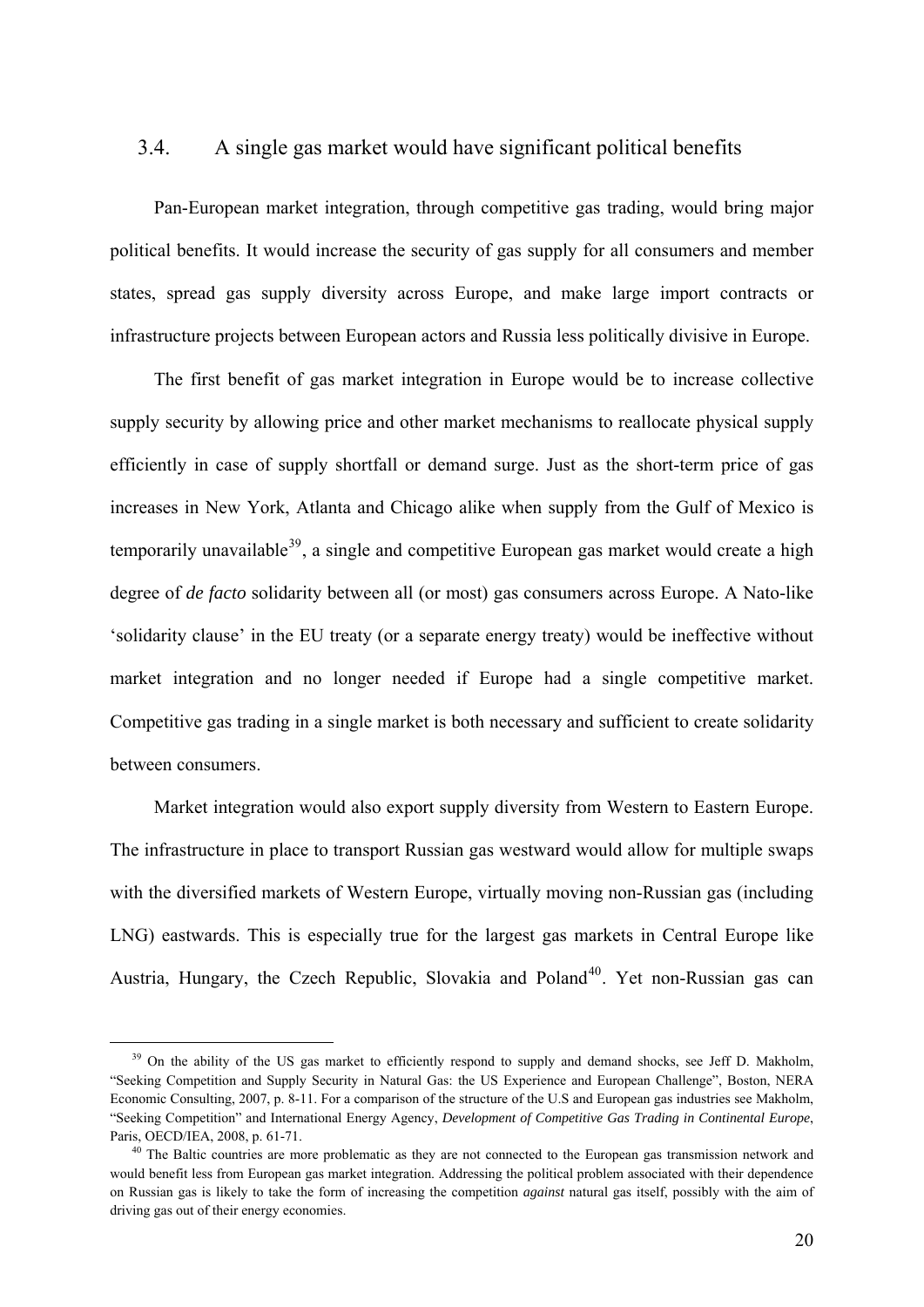## 3.4. A single gas market would have significant political benefits

Pan-European market integration, through competitive gas trading, would bring major political benefits. It would increase the security of gas supply for all consumers and member states, spread gas supply diversity across Europe, and make large import contracts or infrastructure projects between European actors and Russia less politically divisive in Europe.

The first benefit of gas market integration in Europe would be to increase collective supply security by allowing price and other market mechanisms to reallocate physical supply efficiently in case of supply shortfall or demand surge. Just as the short-term price of gas increases in New York, Atlanta and Chicago alike when supply from the Gulf of Mexico is temporarily unavailable[39], a single and competitive European gas market would create a high degree of *de facto* solidarity between all (or most) gas consumers across Europe. A Nato-like 'solidarity clause' in the EU treaty (or a separate energy treaty) would be ineffective without market integration and no longer needed if Europe had a single competitive market. Competitive gas trading in a single market is both necessary and sufficient to create solidarity between consumers.

Market integration would also export supply diversity from Western to Eastern Europe. The infrastructure in place to transport Russian gas westward would allow for multiple swaps with the diversified markets of Western Europe, virtually moving non-Russian gas (including LNG) eastwards. This is especially true for the largest gas markets in Central Europe like Austria, Hungary, the Czech Republic, Slovakia and Poland[40]. Yet non-Russian gas can

---

[39] On the ability of the US gas market to efficiently respond to supply and demand shocks, see Jeff D. Makholm, "Seeking Competition and Supply Security in Natural Gas: the US Experience and European Challenge", Boston, NERA Economic Consulting, 2007, p. 8-11. For a comparison of the structure of the U.S and European gas industries see Makholm, "Seeking Competition" and International Energy Agency, *Development of Competitive Gas Trading in Continental Europe*, Paris, OECD/IEA, 2008, p. 61-71.

[40] The Baltic countries are more problematic as they are not connected to the European gas transmission network and would benefit less from European gas market integration. Addressing the political problem associated with their dependence on Russian gas is likely to take the form of increasing the competition *against* natural gas itself, possibly with the aim of driving gas out of their energy economies.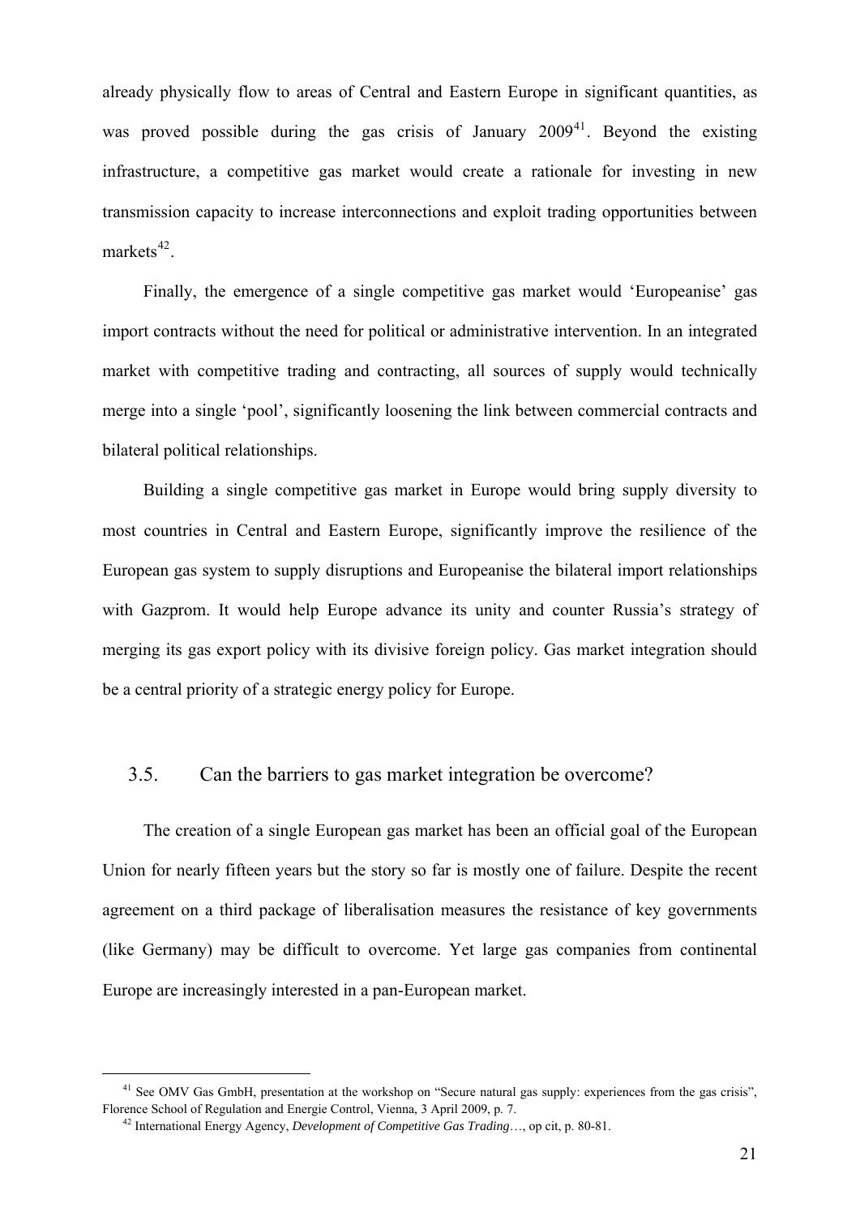already physically flow to areas of Central and Eastern Europe in significant quantities, as was proved possible during the gas crisis of January 2009[41]. Beyond the existing infrastructure, a competitive gas market would create a rationale for investing in new transmission capacity to increase interconnections and exploit trading opportunities between markets[42].

Finally, the emergence of a single competitive gas market would 'Europeanise' gas import contracts without the need for political or administrative intervention. In an integrated market with competitive trading and contracting, all sources of supply would technically merge into a single 'pool', significantly loosening the link between commercial contracts and bilateral political relationships.

Building a single competitive gas market in Europe would bring supply diversity to most countries in Central and Eastern Europe, significantly improve the resilience of the European gas system to supply disruptions and Europeanise the bilateral import relationships with Gazprom. It would help Europe advance its unity and counter Russia's strategy of merging its gas export policy with its divisive foreign policy. Gas market integration should be a central priority of a strategic energy policy for Europe.

## 3.5. Can the barriers to gas market integration be overcome?

The creation of a single European gas market has been an official goal of the European Union for nearly fifteen years but the story so far is mostly one of failure. Despite the recent agreement on a third package of liberalisation measures the resistance of key governments (like Germany) may be difficult to overcome. Yet large gas companies from continental Europe are increasingly interested in a pan-European market.

---

[41] See OMV Gas GmbH, presentation at the workshop on "Secure natural gas supply: experiences from the gas crisis", Florence School of Regulation and Energie Control, Vienna, 3 April 2009, p. 7.

[42] International Energy Agency, *Development of Competitive Gas Trading*…, op cit, p. 80-81.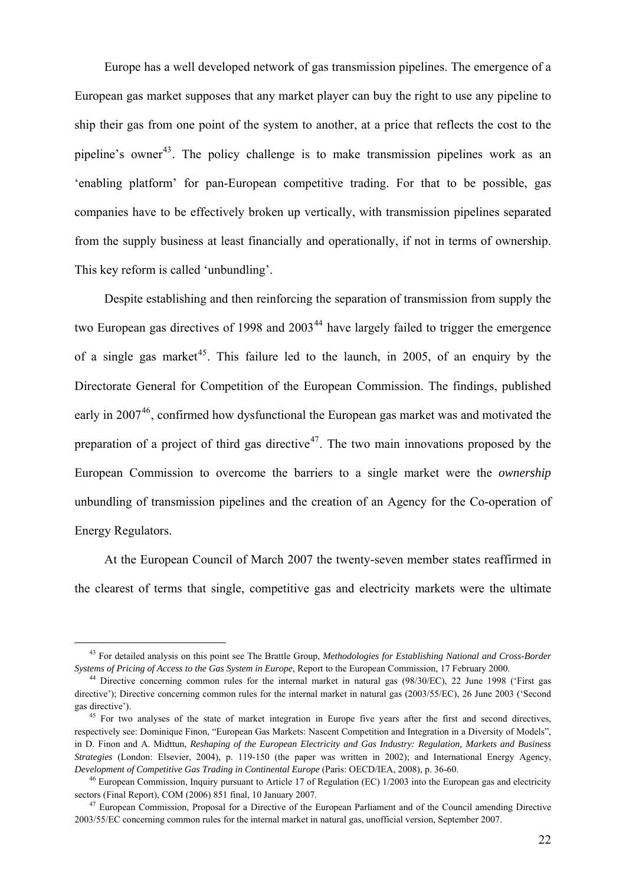Europe has a well developed network of gas transmission pipelines. The emergence of a European gas market supposes that any market player can buy the right to use any pipeline to ship their gas from one point of the system to another, at a price that reflects the cost to the pipeline's owner[43]. The policy challenge is to make transmission pipelines work as an 'enabling platform' for pan-European competitive trading. For that to be possible, gas companies have to be effectively broken up vertically, with transmission pipelines separated from the supply business at least financially and operationally, if not in terms of ownership. This key reform is called 'unbundling'.

Despite establishing and then reinforcing the separation of transmission from supply the two European gas directives of 1998 and 2003[44] have largely failed to trigger the emergence of a single gas market[45]. This failure led to the launch, in 2005, of an enquiry by the Directorate General for Competition of the European Commission. The findings, published early in 2007[46], confirmed how dysfunctional the European gas market was and motivated the preparation of a project of third gas directive[47]. The two main innovations proposed by the European Commission to overcome the barriers to a single market were the *ownership* unbundling of transmission pipelines and the creation of an Agency for the Co-operation of Energy Regulators.

At the European Council of March 2007 the twenty-seven member states reaffirmed in the clearest of terms that single, competitive gas and electricity markets were the ultimate

---

[43] For detailed analysis on this point see The Brattle Group, *Methodologies for Establishing National and Cross-Border Systems of Pricing of Access to the Gas System in Europe*, Report to the European Commission, 17 February 2000.

[44] Directive concerning common rules for the internal market in natural gas (98/30/EC), 22 June 1998 ('First gas directive'); Directive concerning common rules for the internal market in natural gas (2003/55/EC), 26 June 2003 ('Second gas directive').

[45] For two analyses of the state of market integration in Europe five years after the first and second directives, respectively see: Dominique Finon, "European Gas Markets: Nascent Competition and Integration in a Diversity of Models", in D. Finon and A. Midttun, *Reshaping of the European Electricity and Gas Industry: Regulation, Markets and Business Strategies* (London: Elsevier, 2004), p. 119-150 (the paper was written in 2002); and International Energy Agency, *Development of Competitive Gas Trading in Continental Europe* (Paris: OECD/IEA, 2008), p. 36-60.

[46] European Commission, Inquiry pursuant to Article 17 of Regulation (EC) 1/2003 into the European gas and electricity sectors (Final Report), COM (2006) 851 final, 10 January 2007.

[47] European Commission, Proposal for a Directive of the European Parliament and of the Council amending Directive 2003/55/EC concerning common rules for the internal market in natural gas, unofficial version, September 2007.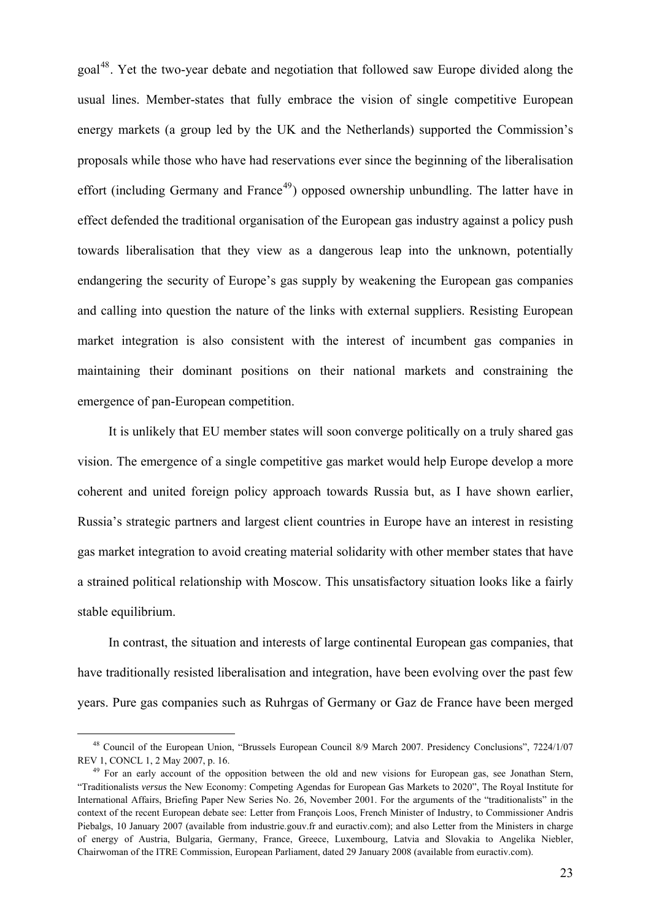goal[48]. Yet the two-year debate and negotiation that followed saw Europe divided along the usual lines. Member-states that fully embrace the vision of single competitive European energy markets (a group led by the UK and the Netherlands) supported the Commission's proposals while those who have had reservations ever since the beginning of the liberalisation effort (including Germany and France[49]) opposed ownership unbundling. The latter have in effect defended the traditional organisation of the European gas industry against a policy push towards liberalisation that they view as a dangerous leap into the unknown, potentially endangering the security of Europe's gas supply by weakening the European gas companies and calling into question the nature of the links with external suppliers. Resisting European market integration is also consistent with the interest of incumbent gas companies in maintaining their dominant positions on their national markets and constraining the emergence of pan-European competition.

It is unlikely that EU member states will soon converge politically on a truly shared gas vision. The emergence of a single competitive gas market would help Europe develop a more coherent and united foreign policy approach towards Russia but, as I have shown earlier, Russia's strategic partners and largest client countries in Europe have an interest in resisting gas market integration to avoid creating material solidarity with other member states that have a strained political relationship with Moscow. This unsatisfactory situation looks like a fairly stable equilibrium.

In contrast, the situation and interests of large continental European gas companies, that have traditionally resisted liberalisation and integration, have been evolving over the past few years. Pure gas companies such as Ruhrgas of Germany or Gaz de France have been merged

---

[48] Council of the European Union, "Brussels European Council 8/9 March 2007. Presidency Conclusions", 7224/1/07 REV 1, CONCL 1, 2 May 2007, p. 16.

[49] For an early account of the opposition between the old and new visions for European gas, see Jonathan Stern, "Traditionalists *versus* the New Economy: Competing Agendas for European Gas Markets to 2020", The Royal Institute for International Affairs, Briefing Paper New Series No. 26, November 2001. For the arguments of the "traditionalists" in the context of the recent European debate see: Letter from François Loos, French Minister of Industry, to Commissioner Andris Piebalgs, 10 January 2007 (available from industrie.gouv.fr and euractiv.com); and also Letter from the Ministers in charge of energy of Austria, Bulgaria, Germany, France, Greece, Luxembourg, Latvia and Slovakia to Angelika Niebler, Chairwoman of the ITRE Commission, European Parliament, dated 29 January 2008 (available from euractiv.com).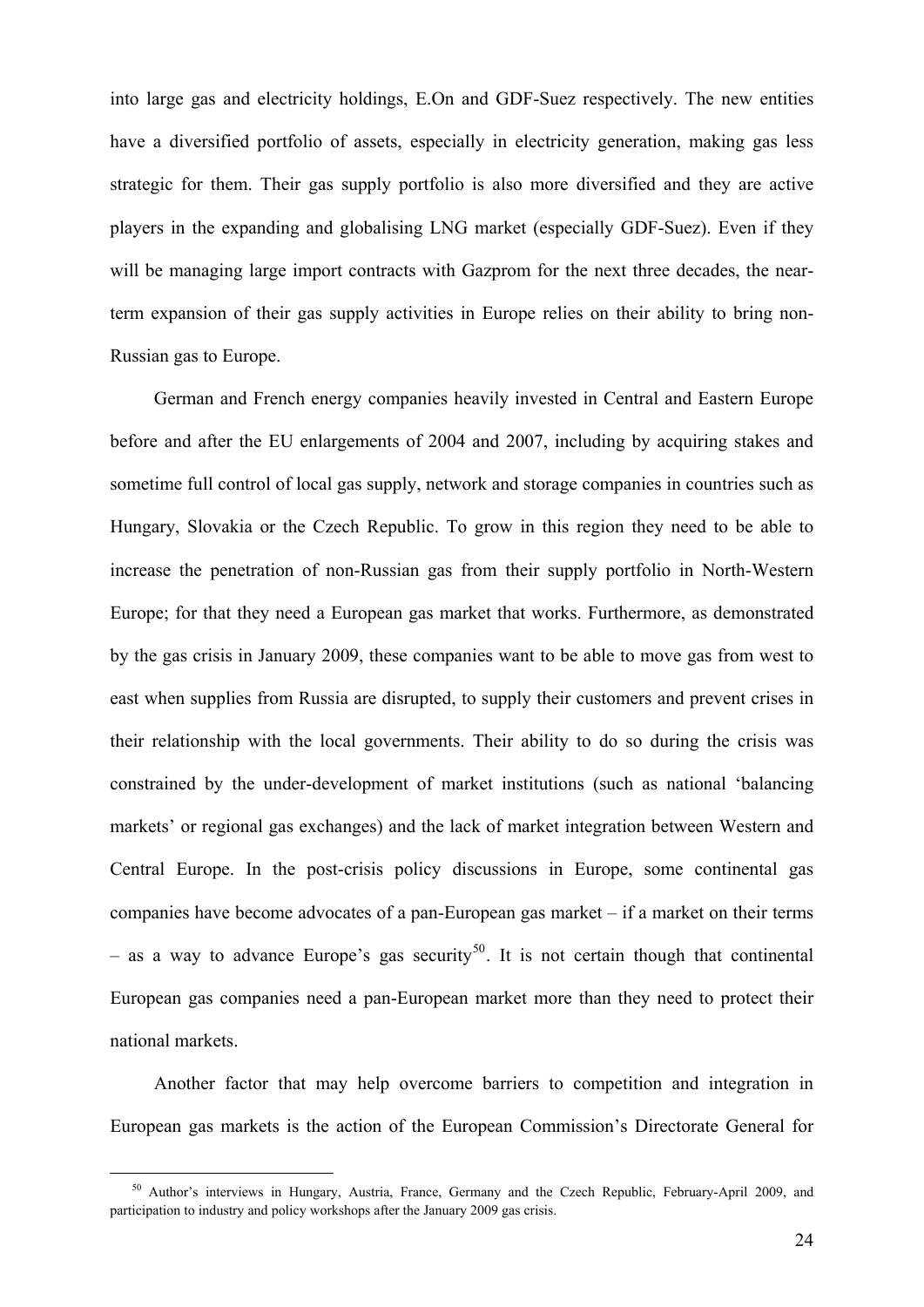into large gas and electricity holdings, E.On and GDF-Suez respectively. The new entities have a diversified portfolio of assets, especially in electricity generation, making gas less strategic for them. Their gas supply portfolio is also more diversified and they are active players in the expanding and globalising LNG market (especially GDF-Suez). Even if they will be managing large import contracts with Gazprom for the next three decades, the near-term expansion of their gas supply activities in Europe relies on their ability to bring non-Russian gas to Europe.

German and French energy companies heavily invested in Central and Eastern Europe before and after the EU enlargements of 2004 and 2007, including by acquiring stakes and sometime full control of local gas supply, network and storage companies in countries such as Hungary, Slovakia or the Czech Republic. To grow in this region they need to be able to increase the penetration of non-Russian gas from their supply portfolio in North-Western Europe; for that they need a European gas market that works. Furthermore, as demonstrated by the gas crisis in January 2009, these companies want to be able to move gas from west to east when supplies from Russia are disrupted, to supply their customers and prevent crises in their relationship with the local governments. Their ability to do so during the crisis was constrained by the under-development of market institutions (such as national 'balancing markets' or regional gas exchanges) and the lack of market integration between Western and Central Europe. In the post-crisis policy discussions in Europe, some continental gas companies have become advocates of a pan-European gas market – if a market on their terms – as a way to advance Europe's gas security[50]. It is not certain though that continental European gas companies need a pan-European market more than they need to protect their national markets.

Another factor that may help overcome barriers to competition and integration in European gas markets is the action of the European Commission's Directorate General for

[50] Author's interviews in Hungary, Austria, France, Germany and the Czech Republic, February-April 2009, and participation to industry and policy workshops after the January 2009 gas crisis.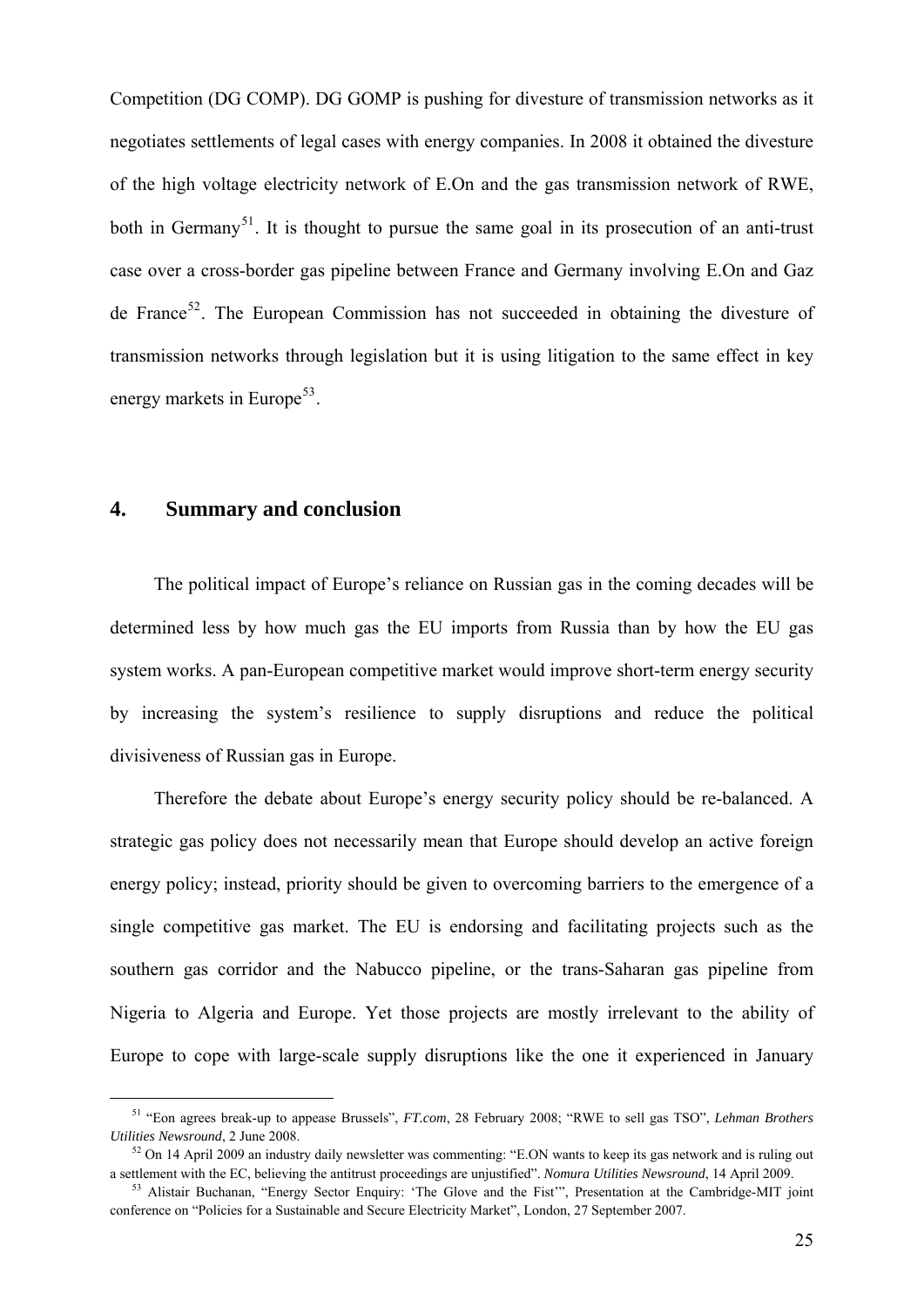Competition (DG COMP). DG GOMP is pushing for divesture of transmission networks as it negotiates settlements of legal cases with energy companies. In 2008 it obtained the divesture of the high voltage electricity network of E.On and the gas transmission network of RWE, both in Germany[51]. It is thought to pursue the same goal in its prosecution of an anti-trust case over a cross-border gas pipeline between France and Germany involving E.On and Gaz de France[52]. The European Commission has not succeeded in obtaining the divesture of transmission networks through legislation but it is using litigation to the same effect in key energy markets in Europe[53].

## 4. Summary and conclusion

The political impact of Europe's reliance on Russian gas in the coming decades will be determined less by how much gas the EU imports from Russia than by how the EU gas system works. A pan-European competitive market would improve short-term energy security by increasing the system's resilience to supply disruptions and reduce the political divisiveness of Russian gas in Europe.

Therefore the debate about Europe's energy security policy should be re-balanced. A strategic gas policy does not necessarily mean that Europe should develop an active foreign energy policy; instead, priority should be given to overcoming barriers to the emergence of a single competitive gas market. The EU is endorsing and facilitating projects such as the southern gas corridor and the Nabucco pipeline, or the trans-Saharan gas pipeline from Nigeria to Algeria and Europe. Yet those projects are mostly irrelevant to the ability of Europe to cope with large-scale supply disruptions like the one it experienced in January

---

[51] "Eon agrees break-up to appease Brussels", *FT.com*, 28 February 2008; "RWE to sell gas TSO", *Lehman Brothers Utilities Newsround*, 2 June 2008.

[52] On 14 April 2009 an industry daily newsletter was commenting: "E.ON wants to keep its gas network and is ruling out a settlement with the EC, believing the antitrust proceedings are unjustified". *Nomura Utilities Newsround*, 14 April 2009.

[53] Alistair Buchanan, "Energy Sector Enquiry: 'The Glove and the Fist'", Presentation at the Cambridge-MIT joint conference on "Policies for a Sustainable and Secure Electricity Market", London, 27 September 2007.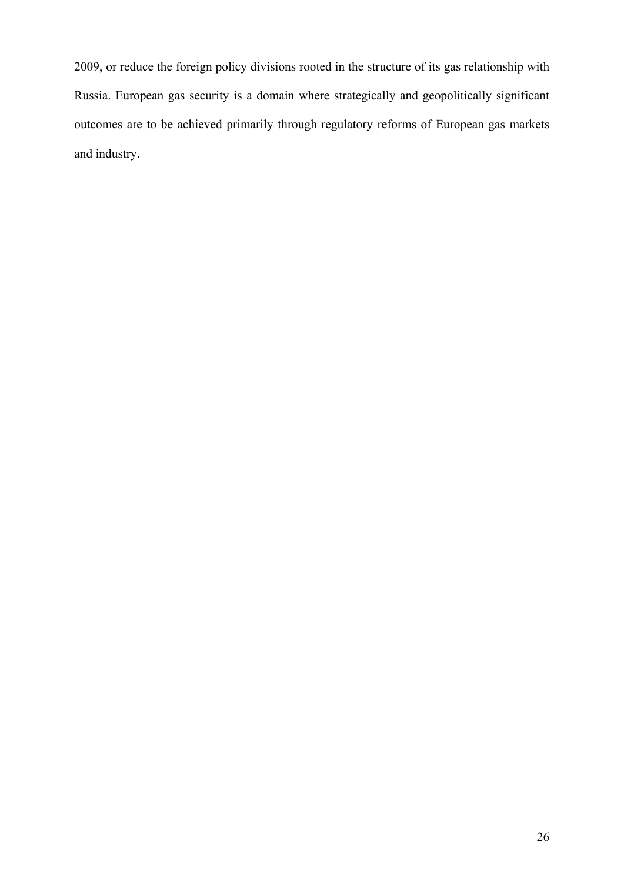2009, or reduce the foreign policy divisions rooted in the structure of its gas relationship with Russia. European gas security is a domain where strategically and geopolitically significant outcomes are to be achieved primarily through regulatory reforms of European gas markets and industry.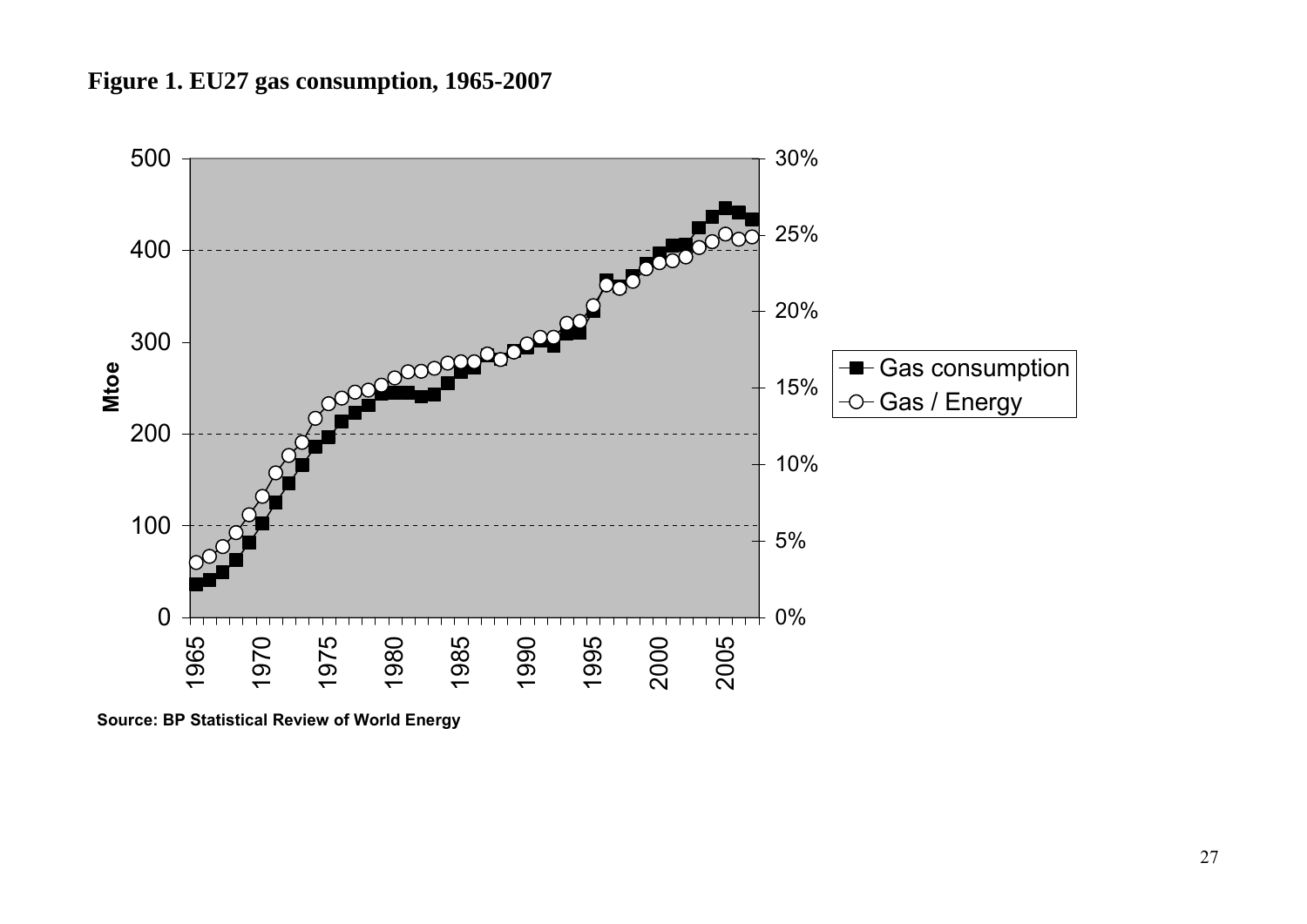**Figure 1. EU27 gas consumption, 1965-2007**

Source: BP Statistical Review of World Energy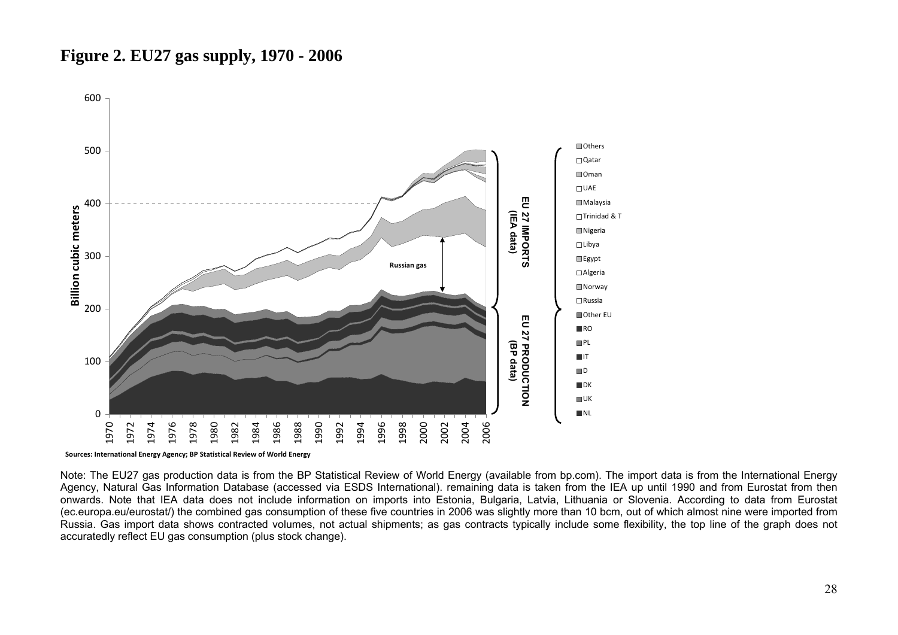# Figure 2. EU27 gas supply, 1970 - 2006

Sources: International Energy Agency; BP Statistical Review of World Energy

Note: The EU27 gas production data is from the BP Statistical Review of World Energy (available from bp.com). The import data is from the International Energy Agency, Natural Gas Information Database (accessed via ESDS International). remaining data is taken from the IEA up until 1990 and from Eurostat from then onwards. Note that IEA data does not include information on imports into Estonia, Bulgaria, Latvia, Lithuania or Slovenia. According to data from Eurostat (ec.europa.eu/eurostat/) the combined gas consumption of these five countries in 2006 was slightly more than 10 bcm, out of which almost nine were imported from Russia. Gas import data shows contracted volumes, not actual shipments; as gas contracts typically include some flexibility, the top line of the graph does not accuratedly reflect EU gas consumption (plus stock change).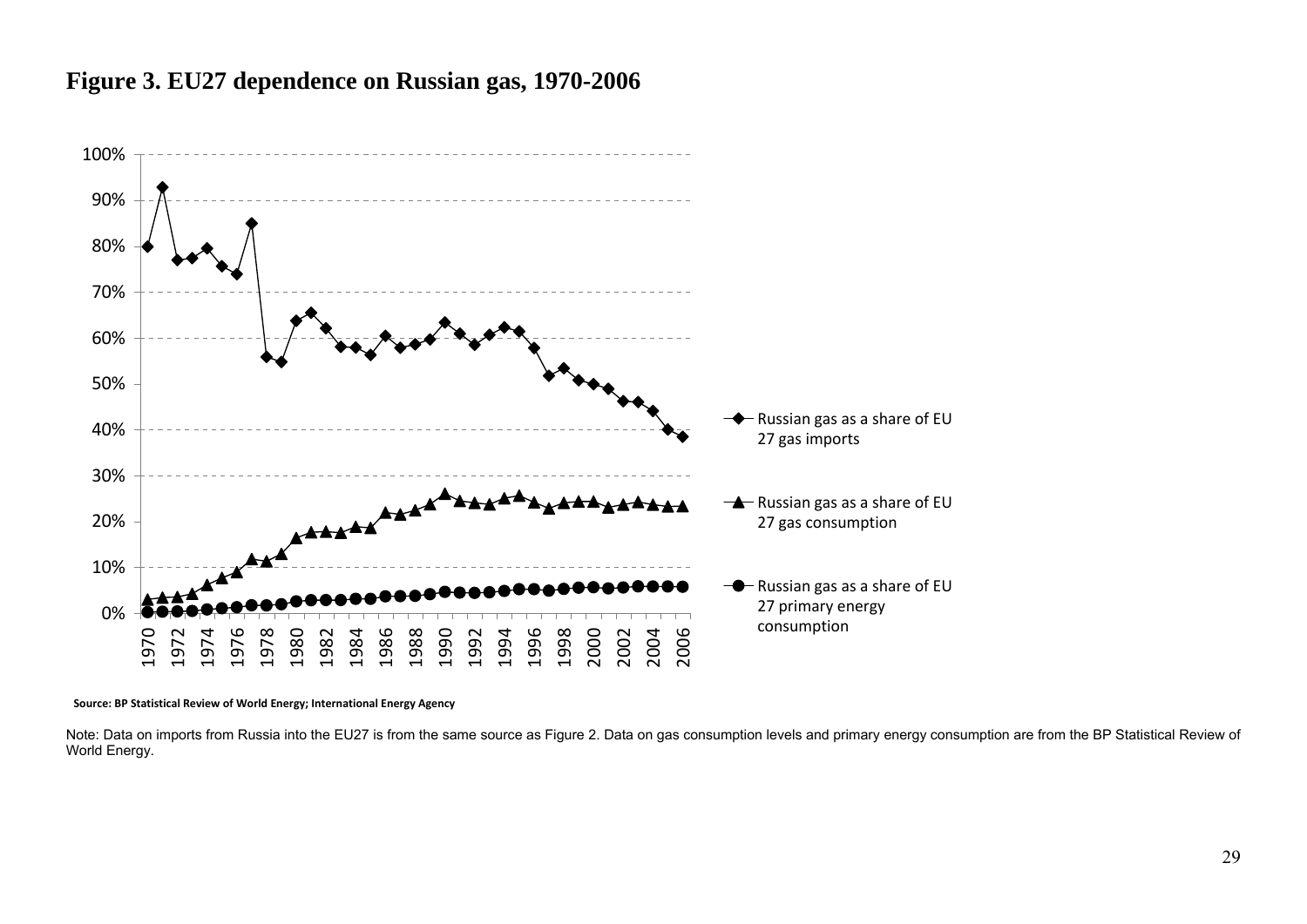# Figure 3. EU27 dependence on Russian gas, 1970-2006

Source: BP Statistical Review of World Energy; International Energy Agency

Note: Data on imports from Russia into the EU27 is from the same source as Figure 2. Data on gas consumption levels and primary energy consumption are from the BP Statistical Review of World Energy.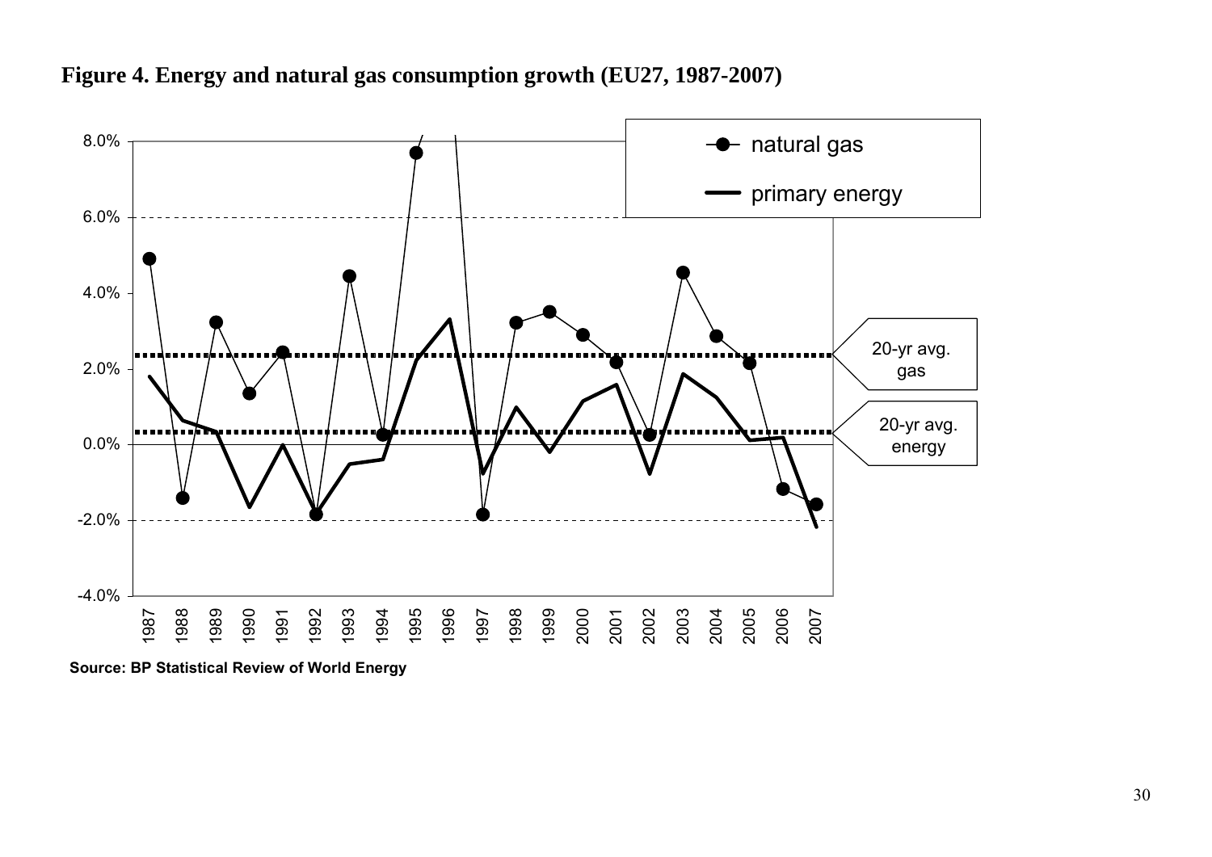**Figure 4. Energy and natural gas consumption growth (EU27, 1987-2007)**

**Source: BP Statistical Review of World Energy**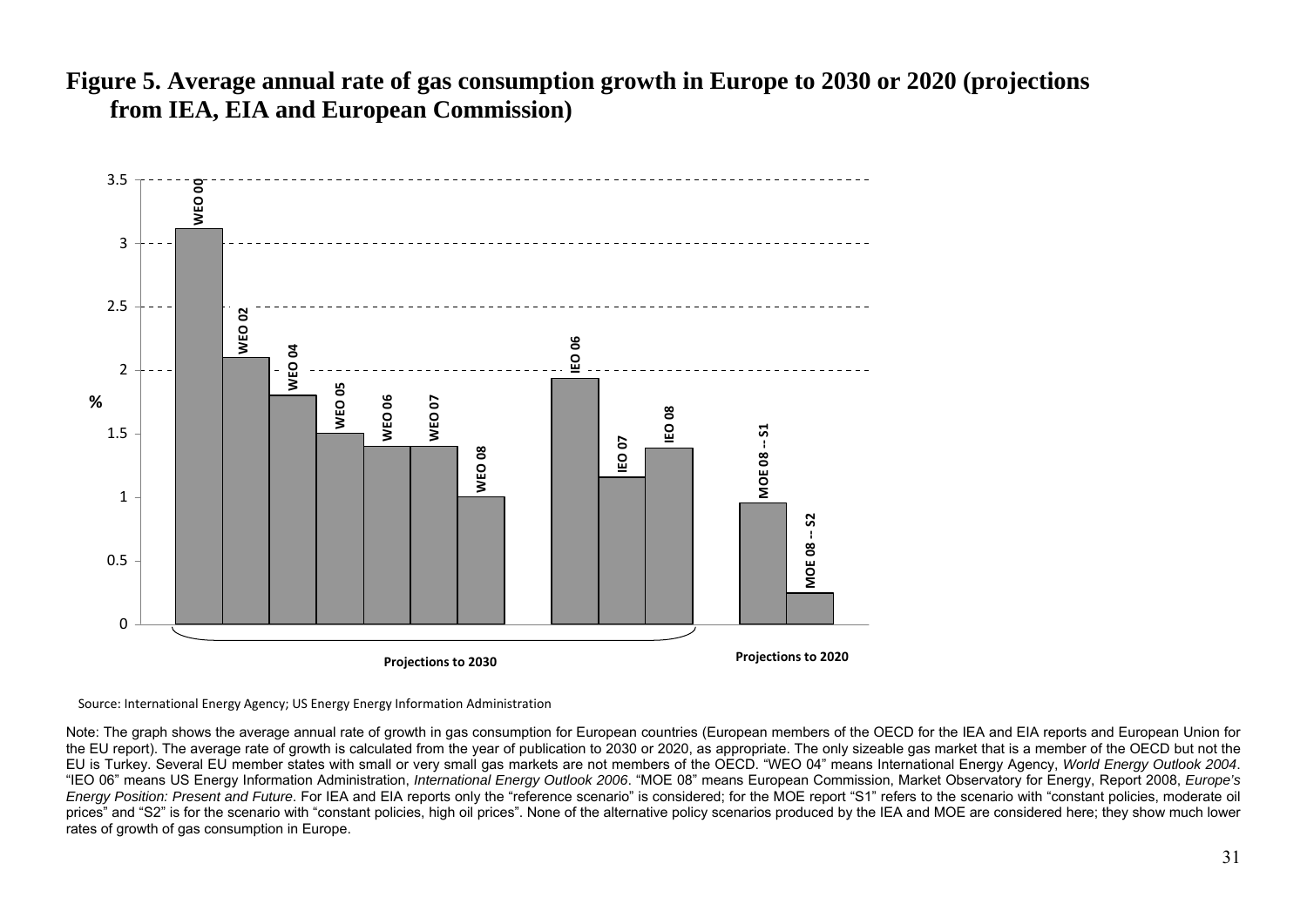**Figure 5. Average annual rate of gas consumption growth in Europe to 2030 or 2020 (projections from IEA, EIA and European Commission)**

Source: International Energy Agency; US Energy Energy Information Administration

Note: The graph shows the average annual rate of growth in gas consumption for European countries (European members of the OECD for the IEA and EIA reports and European Union for the EU report). The average rate of growth is calculated from the year of publication to 2030 or 2020, as appropriate. The only sizeable gas market that is a member of the OECD but not the EU is Turkey. Several EU member states with small or very small gas markets are not members of the OECD. "WEO 04" means International Energy Agency, *World Energy Outlook 2004*. "IEO 06" means US Energy Information Administration, *International Energy Outlook 2006*. "MOE 08" means European Commission, Market Observatory for Energy, Report 2008, *Europe's Energy Position: Present and Future*. For IEA and EIA reports only the "reference scenario" is considered; for the MOE report "S1" refers to the scenario with "constant policies, moderate oil prices" and "S2" is for the scenario with "constant policies, high oil prices". None of the alternative policy scenarios produced by the IEA and MOE are considered here; they show much lower rates of growth of gas consumption in Europe.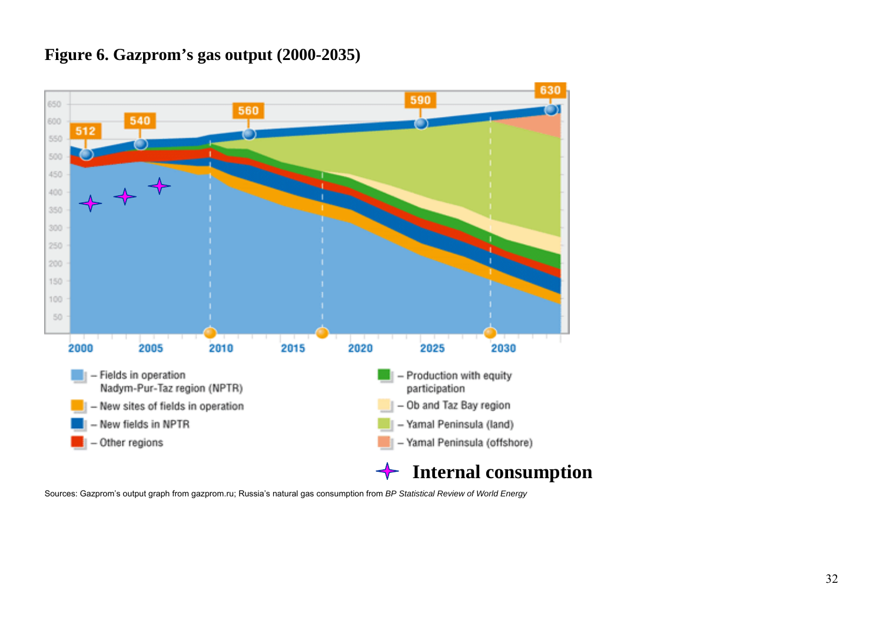**Figure 6. Gazprom's gas output (2000-2035)**

Sources: Gazprom's output graph from gazprom.ru; Russia's natural gas consumption from *BP Statistical Review of World Energy*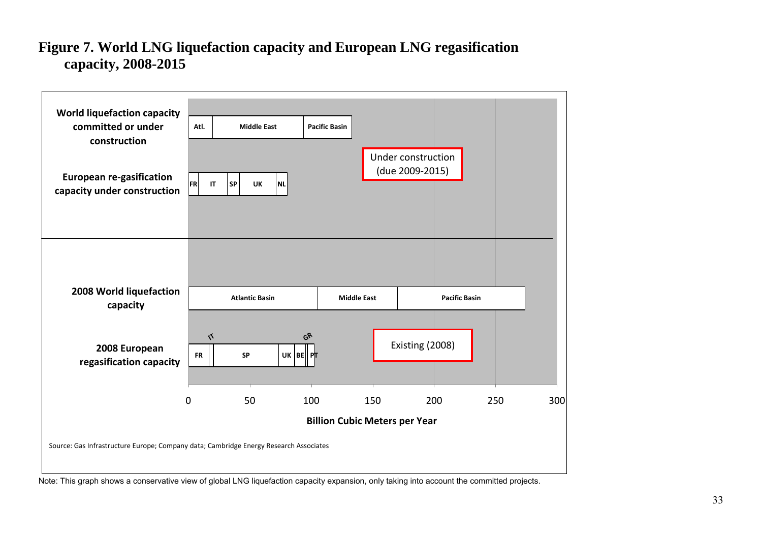**Figure 7. World LNG liquefaction capacity and European LNG regasification capacity, 2008-2015**

World liquefaction capacity committed or under construction

Atl. | Middle East | Pacific Basin

European re-gasification capacity under construction

FR | IT | SP | UK | NL

Under construction (due 2009-2015)

2008 World liquefaction capacity

Atlantic Basin | Middle East | Pacific Basin

2008 European regasification capacity

FR | IT | SP | UK | BE | GR | PT

Existing (2008)

0 50 100 150 200 250 300

Billion Cubic Meters per Year

Source: Gas Infrastructure Europe; Company data; Cambridge Energy Research Associates

Note: This graph shows a conservative view of global LNG liquefaction capacity expansion, only taking into account the committed projects.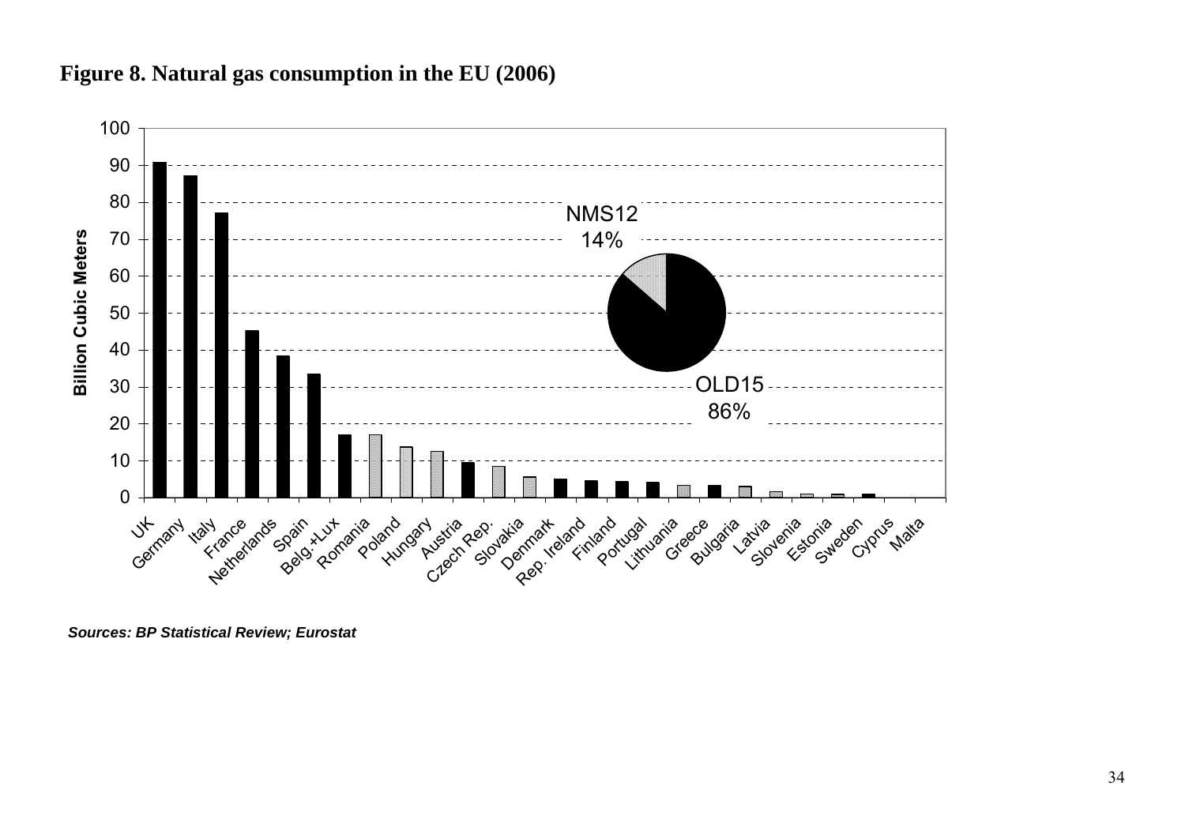**Figure 8. Natural gas consumption in the EU (2006)**

*Sources: BP Statistical Review; Eurostat*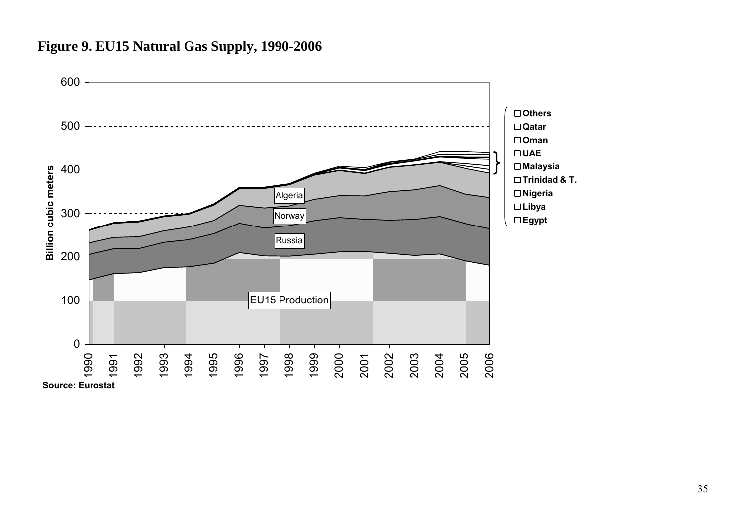**Figure 9. EU15 Natural Gas Supply, 1990-2006**

Source: Eurostat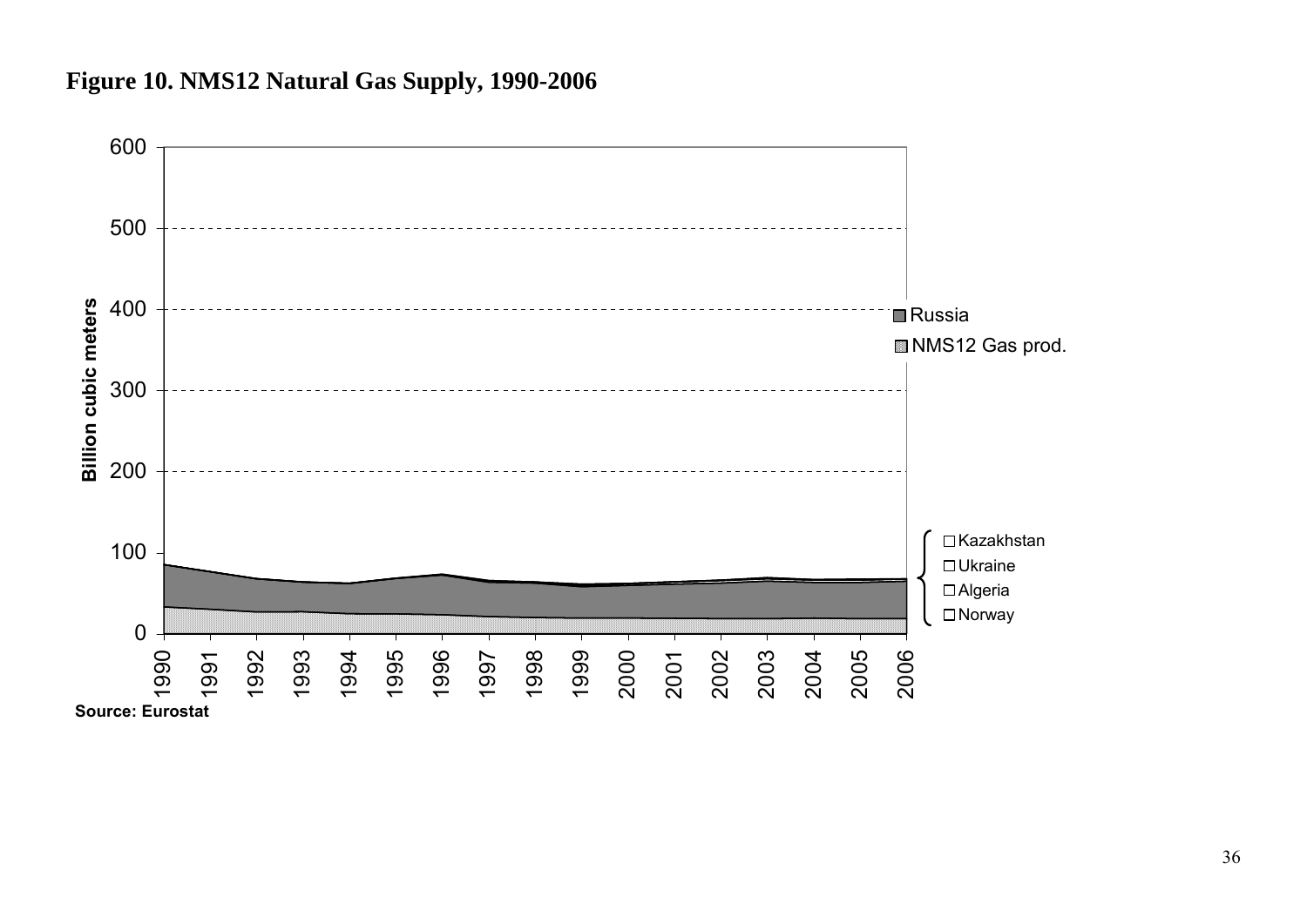**Figure 10. NMS12 Natural Gas Supply, 1990-2006**

Source: Eurostat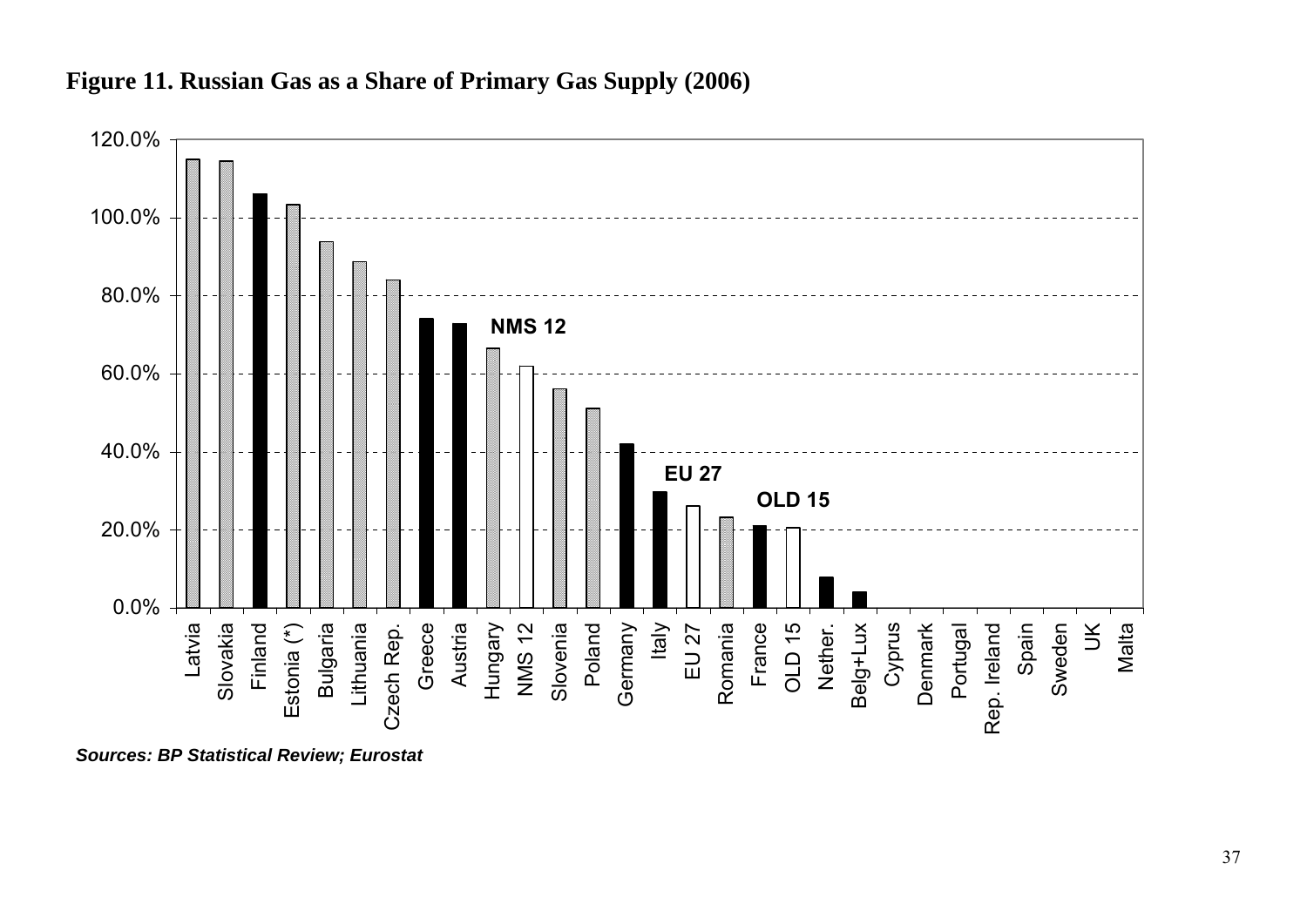**Figure 11. Russian Gas as a Share of Primary Gas Supply (2006)**

*Sources: BP Statistical Review; Eurostat*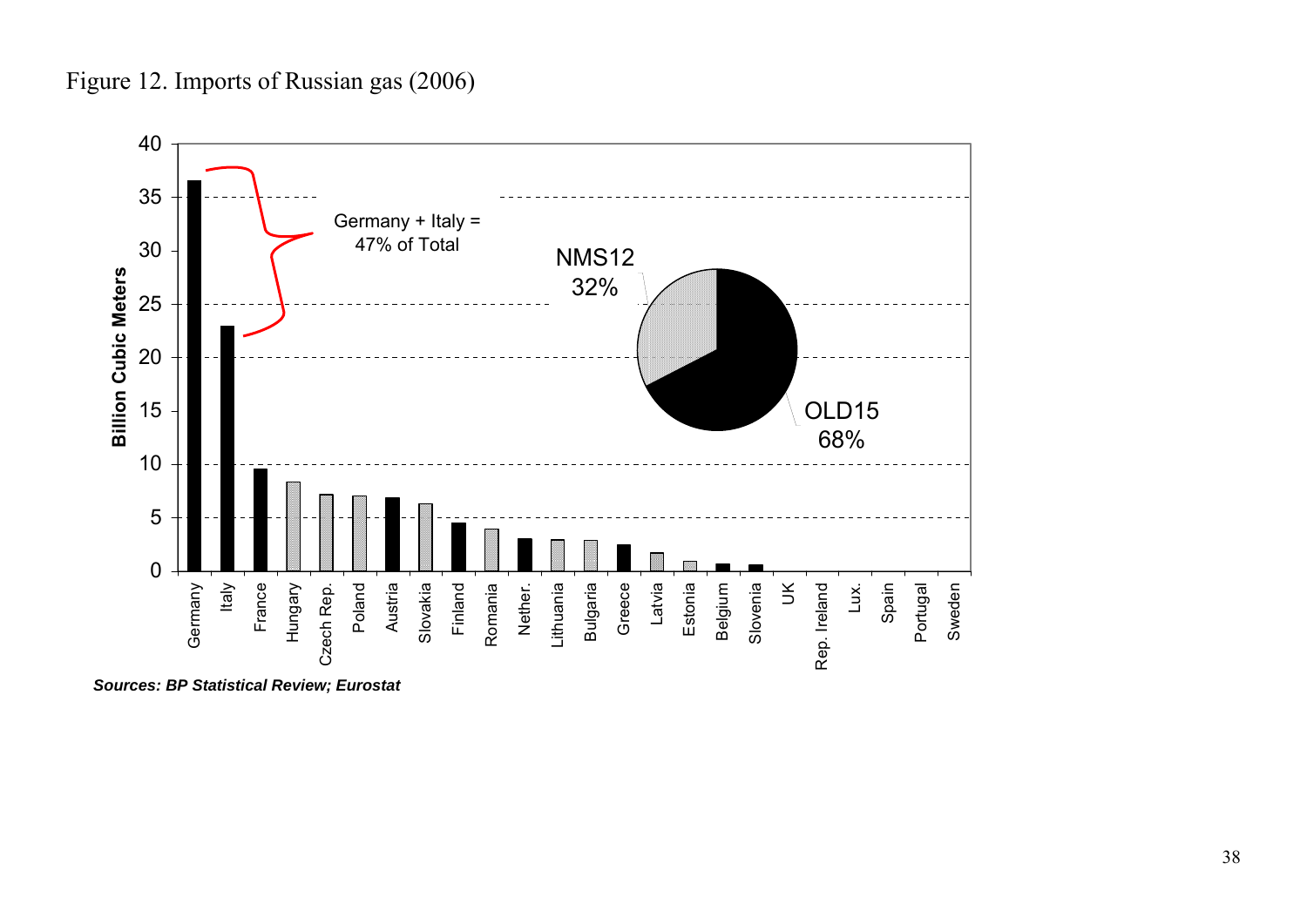Figure 12. Imports of Russian gas (2006)

*Sources: BP Statistical Review; Eurostat*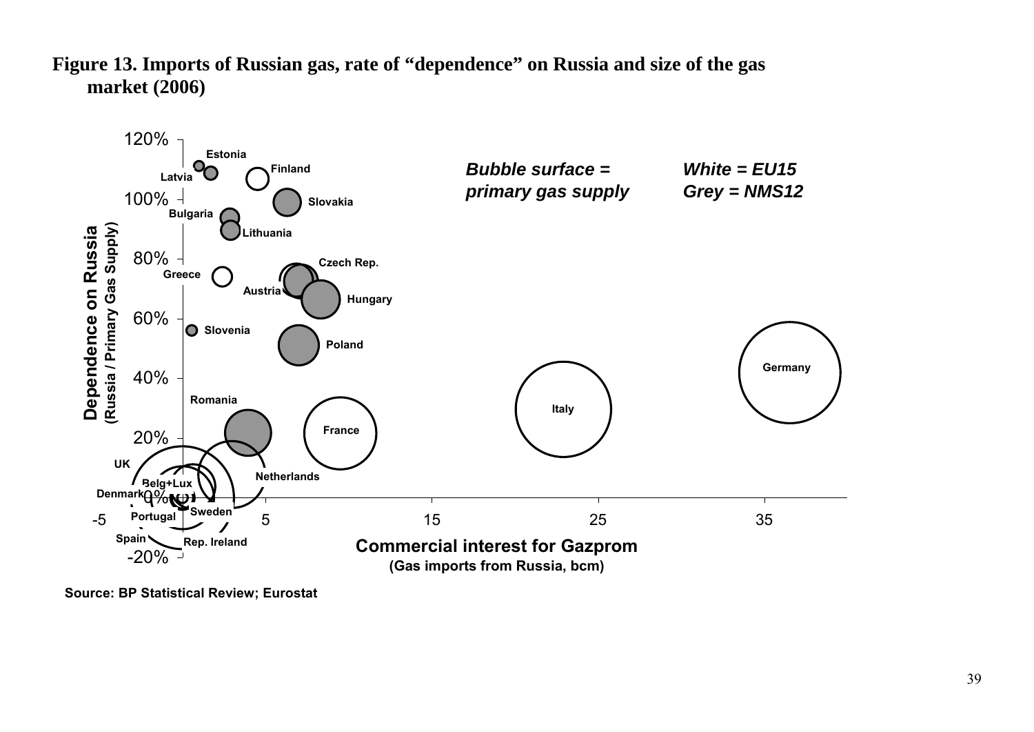**Figure 13. Imports of Russian gas, rate of "dependence" on Russia and size of the gas market (2006)**

Source: BP Statistical Review; Eurostat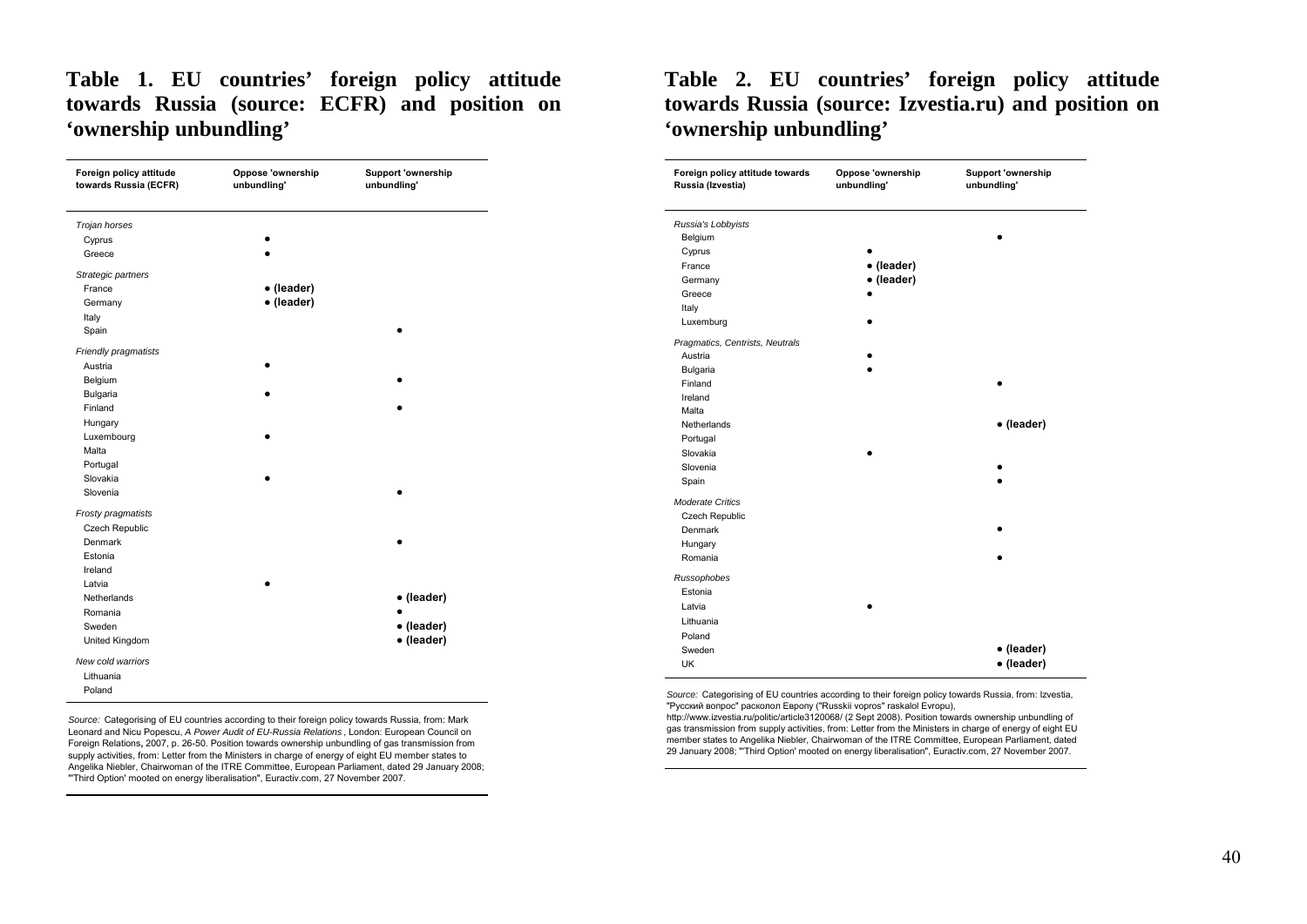## Table 1. EU countries' foreign policy attitude towards Russia (source: ECFR) and position on 'ownership unbundling'

| Foreign policy attitude towards Russia (ECFR) | Oppose 'ownership unbundling' | Support 'ownership unbundling' |
|---|---|---|
| *Trojan horses* | | |
| Cyprus | ● | |
| Greece | ● | |
| *Strategic partners* | | |
| France | ● (leader) | |
| Germany | ● (leader) | |
| Italy | | |
| Spain | | ● |
| *Friendly pragmatists* | | |
| Austria | ● | |
| Belgium | | ● |
| Bulgaria | ● | |
| Finland | | ● |
| Hungary | | |
| Luxembourg | ● | |
| Malta | | |
| Portugal | | |
| Slovakia | ● | |
| Slovenia | | ● |
| *Frosty pragmatists* | | |
| Czech Republic | | |
| Denmark | | ● |
| Estonia | | |
| Ireland | | |
| Latvia | ● | |
| Netherlands | | ● (leader) |
| Romania | | ● |
| Sweden | | ● (leader) |
| United Kingdom | | ● (leader) |
| *New cold warriors* | | |
| Lithuania | | |
| Poland | | |

*Source:* Categorising of EU countries according to their foreign policy towards Russia, from: Mark Leonard and Nicu Popescu, *A Power Audit of EU-Russia Relations*, London: European Council on Foreign Relations, 2007, p. 26-50. Position towards ownership unbundling of gas transmission from supply activities, from: Letter from the Ministers in charge of energy of eight EU member states to Angelika Niebler, Chairwoman of the ITRE Committee, European Parliament, dated 29 January 2008; "'Third Option' mooted on energy liberalisation", Euractiv.com, 27 November 2007.

## Table 2. EU countries' foreign policy attitude towards Russia (source: Izvestia.ru) and position on 'ownership unbundling'

| Foreign policy attitude towards Russia (Izvestia) | Oppose 'ownership unbundling' | Support 'ownership unbundling' |
|---|---|---|
| *Russia's Lobbyists* | | |
| Belgium | | ● |
| Cyprus | ● | |
| France | ● (leader) | |
| Germany | ● (leader) | |
| Greece | ● | |
| Italy | | |
| Luxemburg | ● | |
| *Pragmatics, Centrists, Neutrals* | | |
| Austria | ● | |
| Bulgaria | ● | |
| Finland | | ● |
| Ireland | | |
| Malta | | |
| Netherlands | | ● (leader) |
| Portugal | | |
| Slovakia | ● | |
| Slovenia | | ● |
| Spain | | ● |
| *Moderate Critics* | | |
| Czech Republic | | |
| Denmark | | ● |
| Hungary | | |
| Romania | | ● |
| *Russophobes* | | |
| Estonia | | |
| Latvia | ● | |
| Lithuania | | |
| Poland | | |
| Sweden | | ● (leader) |
| UK | | ● (leader) |

*Source:* Categorising of EU countries according to their foreign policy towards Russia, from: Izvestia, "Русский вопрос" расколол Европу ("Russkii vopros" raskalol Evropu), http://www.izvestia.ru/politic/article3120068/ (2 Sept 2008). Position towards ownership unbundling of gas transmission from supply activities, from: Letter from the Ministers in charge of energy of eight EU member states to Angelika Niebler, Chairwoman of the ITRE Committee, European Parliament, dated 29 January 2008; "'Third Option' mooted on energy liberalisation", Euractiv.com, 27 November 2007.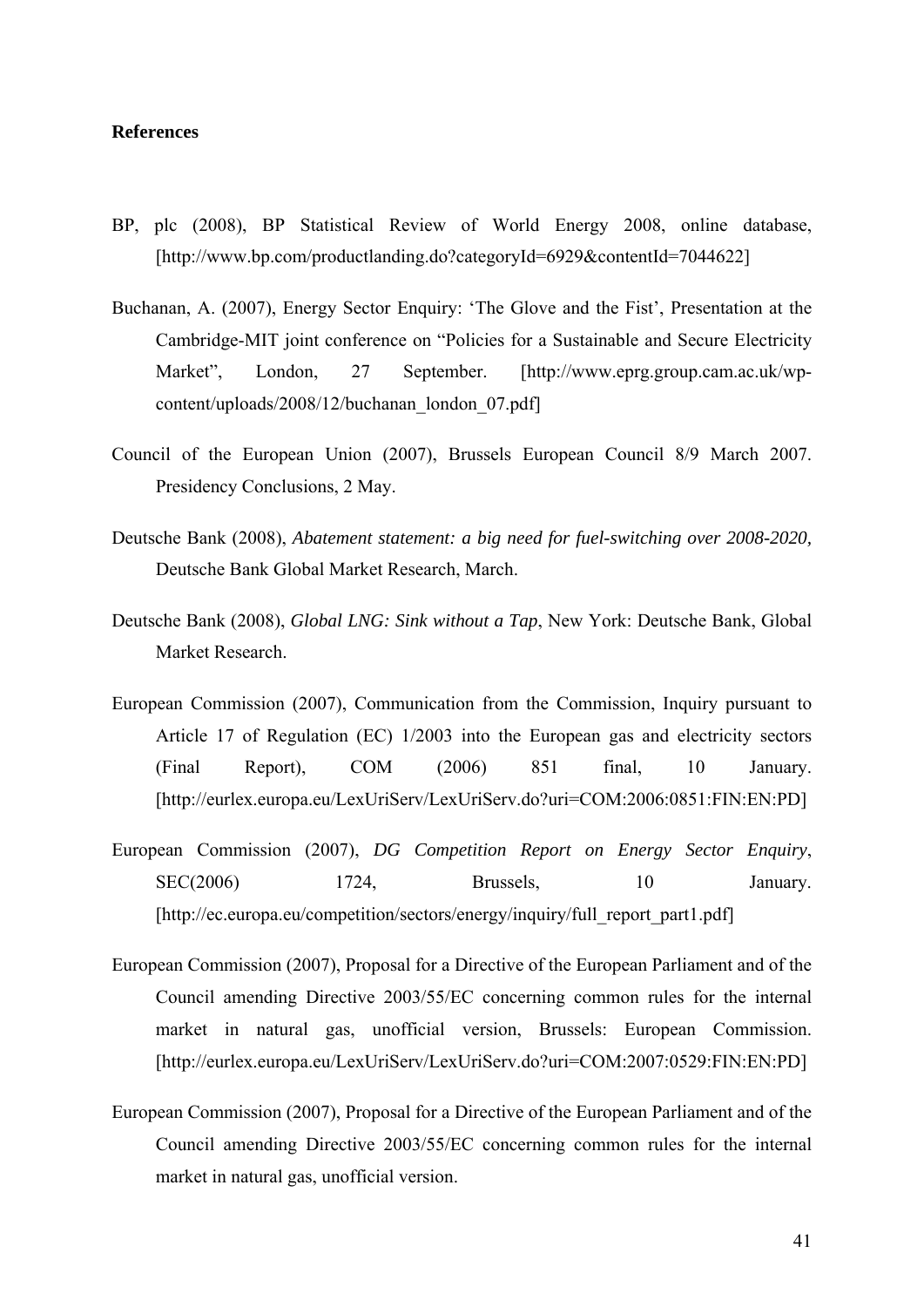**References**

BP, plc (2008), BP Statistical Review of World Energy 2008, online database, [http://www.bp.com/productlanding.do?categoryId=6929&contentId=7044622]

Buchanan, A. (2007), Energy Sector Enquiry: 'The Glove and the Fist', Presentation at the Cambridge-MIT joint conference on "Policies for a Sustainable and Secure Electricity Market", London, 27 September. [http://www.eprg.group.cam.ac.uk/wp-content/uploads/2008/12/buchanan_london_07.pdf]

Council of the European Union (2007), Brussels European Council 8/9 March 2007. Presidency Conclusions, 2 May.

Deutsche Bank (2008), *Abatement statement: a big need for fuel-switching over 2008-2020,* Deutsche Bank Global Market Research, March.

Deutsche Bank (2008), *Global LNG: Sink without a Tap*, New York: Deutsche Bank, Global Market Research.

European Commission (2007), Communication from the Commission, Inquiry pursuant to Article 17 of Regulation (EC) 1/2003 into the European gas and electricity sectors (Final Report), COM (2006) 851 final, 10 January. [http://eurlex.europa.eu/LexUriServ/LexUriServ.do?uri=COM:2006:0851:FIN:EN:PD]

European Commission (2007), *DG Competition Report on Energy Sector Enquiry*, SEC(2006) 1724, Brussels, 10 January. [http://ec.europa.eu/competition/sectors/energy/inquiry/full_report_part1.pdf]

European Commission (2007), Proposal for a Directive of the European Parliament and of the Council amending Directive 2003/55/EC concerning common rules for the internal market in natural gas, unofficial version, Brussels: European Commission. [http://eurlex.europa.eu/LexUriServ/LexUriServ.do?uri=COM:2007:0529:FIN:EN:PD]

European Commission (2007), Proposal for a Directive of the European Parliament and of the Council amending Directive 2003/55/EC concerning common rules for the internal market in natural gas, unofficial version.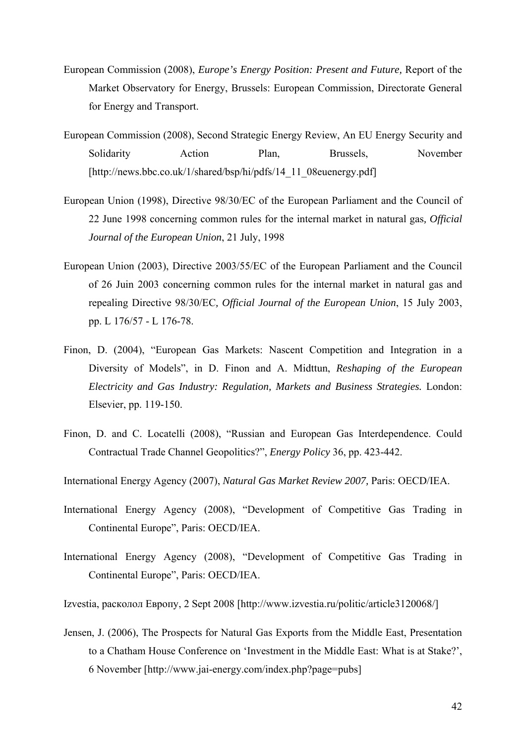European Commission (2008), *Europe's Energy Position: Present and Future,* Report of the Market Observatory for Energy, Brussels: European Commission, Directorate General for Energy and Transport.

European Commission (2008), Second Strategic Energy Review, An EU Energy Security and Solidarity Action Plan, Brussels, November [http://news.bbc.co.uk/1/shared/bsp/hi/pdfs/14_11_08euenergy.pdf]

European Union (1998), Directive 98/30/EC of the European Parliament and the Council of 22 June 1998 concerning common rules for the internal market in natural gas, *Official Journal of the European Union*, 21 July, 1998

European Union (2003), Directive 2003/55/EC of the European Parliament and the Council of 26 Juin 2003 concerning common rules for the internal market in natural gas and repealing Directive 98/30/EC*, Official Journal of the European Union*, 15 July 2003, pp. L 176/57 - L 176-78.

Finon, D. (2004), "European Gas Markets: Nascent Competition and Integration in a Diversity of Models", in D. Finon and A. Midttun, *Reshaping of the European Electricity and Gas Industry: Regulation, Markets and Business Strategies.* London: Elsevier, pp. 119-150.

Finon, D. and C. Locatelli (2008), "Russian and European Gas Interdependence. Could Contractual Trade Channel Geopolitics?", *Energy Policy* 36, pp. 423-442.

International Energy Agency (2007), *Natural Gas Market Review 2007,* Paris: OECD/IEA.

International Energy Agency (2008), "Development of Competitive Gas Trading in Continental Europe", Paris: OECD/IEA.

International Energy Agency (2008), "Development of Competitive Gas Trading in Continental Europe", Paris: OECD/IEA.

Izvestia, расколол Европу, 2 Sept 2008 [http://www.izvestia.ru/politic/article3120068/]

Jensen, J. (2006), The Prospects for Natural Gas Exports from the Middle East, Presentation to a Chatham House Conference on 'Investment in the Middle East: What is at Stake?', 6 November [http://www.jai-energy.com/index.php?page=pubs]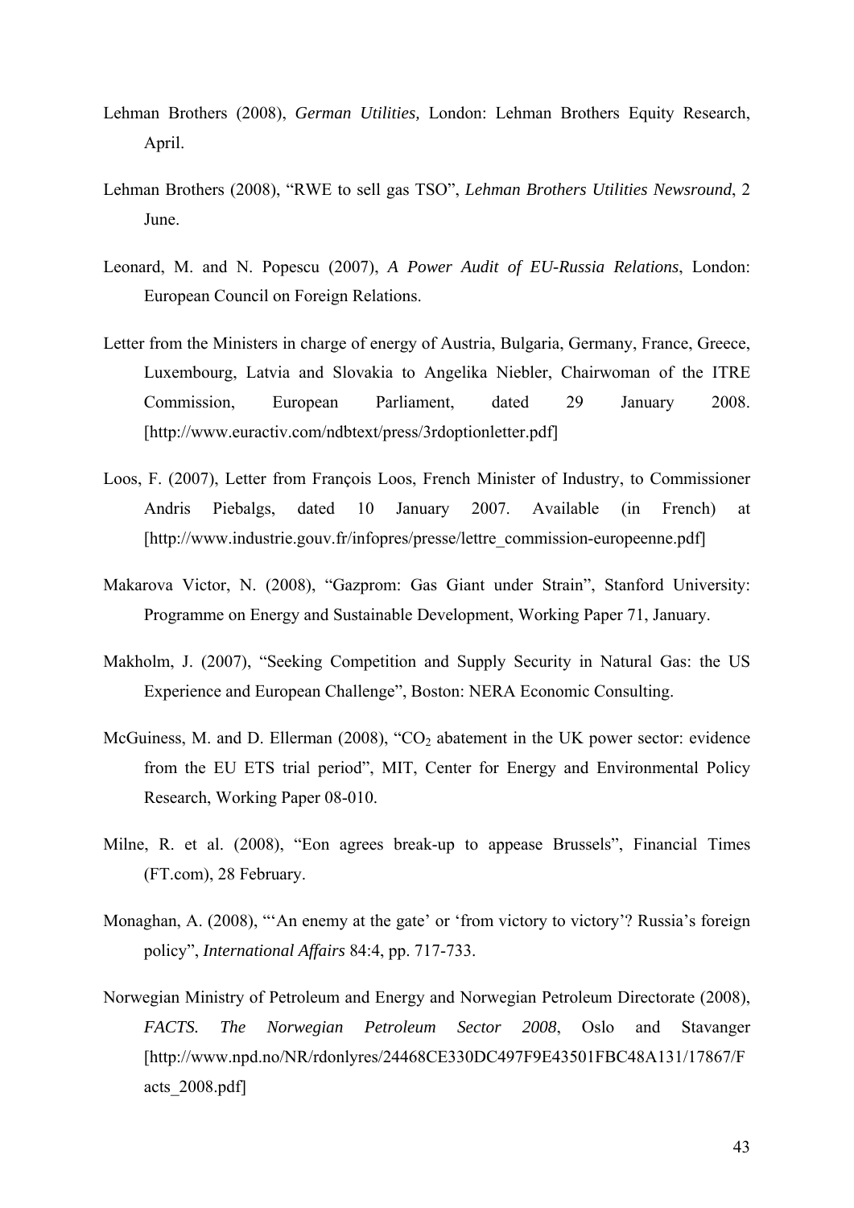Lehman Brothers (2008), *German Utilities,* London: Lehman Brothers Equity Research, April.

Lehman Brothers (2008), "RWE to sell gas TSO", *Lehman Brothers Utilities Newsround*, 2 June.

Leonard, M. and N. Popescu (2007), *A Power Audit of EU-Russia Relations*, London: European Council on Foreign Relations.

Letter from the Ministers in charge of energy of Austria, Bulgaria, Germany, France, Greece, Luxembourg, Latvia and Slovakia to Angelika Niebler, Chairwoman of the ITRE Commission, European Parliament, dated 29 January 2008. [http://www.euractiv.com/ndbtext/press/3rdoptionletter.pdf]

Loos, F. (2007), Letter from François Loos, French Minister of Industry, to Commissioner Andris Piebalgs, dated 10 January 2007. Available (in French) at [http://www.industrie.gouv.fr/infopres/presse/lettre_commission-europeenne.pdf]

Makarova Victor, N. (2008), "Gazprom: Gas Giant under Strain", Stanford University: Programme on Energy and Sustainable Development, Working Paper 71, January.

Makholm, J. (2007), "Seeking Competition and Supply Security in Natural Gas: the US Experience and European Challenge", Boston: NERA Economic Consulting.

McGuiness, M. and D. Ellerman (2008), "$CO_2$ abatement in the UK power sector: evidence from the EU ETS trial period", MIT, Center for Energy and Environmental Policy Research, Working Paper 08-010.

Milne, R. et al. (2008), "Eon agrees break-up to appease Brussels", Financial Times (FT.com), 28 February.

Monaghan, A. (2008), "'An enemy at the gate' or 'from victory to victory'? Russia's foreign policy", *International Affairs* 84:4, pp. 717-733.

Norwegian Ministry of Petroleum and Energy and Norwegian Petroleum Directorate (2008), *FACTS. The Norwegian Petroleum Sector 2008*, Oslo and Stavanger [http://www.npd.no/NR/rdonlyres/24468CE330DC497F9E43501FBC48A131/17867/Facts_2008.pdf]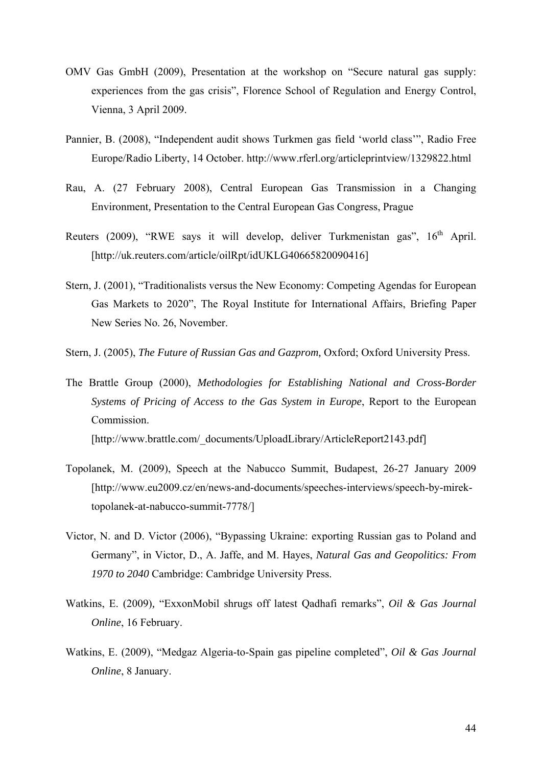OMV Gas GmbH (2009), Presentation at the workshop on "Secure natural gas supply: experiences from the gas crisis", Florence School of Regulation and Energy Control, Vienna, 3 April 2009.

Pannier, B. (2008), "Independent audit shows Turkmen gas field 'world class'", Radio Free Europe/Radio Liberty, 14 October. http://www.rferl.org/articleprintview/1329822.html

Rau, A. (27 February 2008), Central European Gas Transmission in a Changing Environment, Presentation to the Central European Gas Congress, Prague

Reuters (2009), "RWE says it will develop, deliver Turkmenistan gas", 16th April. [http://uk.reuters.com/article/oilRpt/idUKLG40665820090416]

Stern, J. (2001), "Traditionalists versus the New Economy: Competing Agendas for European Gas Markets to 2020", The Royal Institute for International Affairs, Briefing Paper New Series No. 26, November.

Stern, J. (2005), *The Future of Russian Gas and Gazprom,* Oxford; Oxford University Press.

The Brattle Group (2000), *Methodologies for Establishing National and Cross-Border Systems of Pricing of Access to the Gas System in Europe*, Report to the European Commission. [http://www.brattle.com/_documents/UploadLibrary/ArticleReport2143.pdf]

Topolanek, M. (2009), Speech at the Nabucco Summit, Budapest, 26-27 January 2009 [http://www.eu2009.cz/en/news-and-documents/speeches-interviews/speech-by-mirek-topolanek-at-nabucco-summit-7778/]

Victor, N. and D. Victor (2006), "Bypassing Ukraine: exporting Russian gas to Poland and Germany", in Victor, D., A. Jaffe, and M. Hayes, *Natural Gas and Geopolitics: From 1970 to 2040* Cambridge: Cambridge University Press.

Watkins, E. (2009), "ExxonMobil shrugs off latest Qadhafi remarks", *Oil & Gas Journal Online*, 16 February.

Watkins, E. (2009), "Medgaz Algeria-to-Spain gas pipeline completed", *Oil & Gas Journal Online*, 8 January.